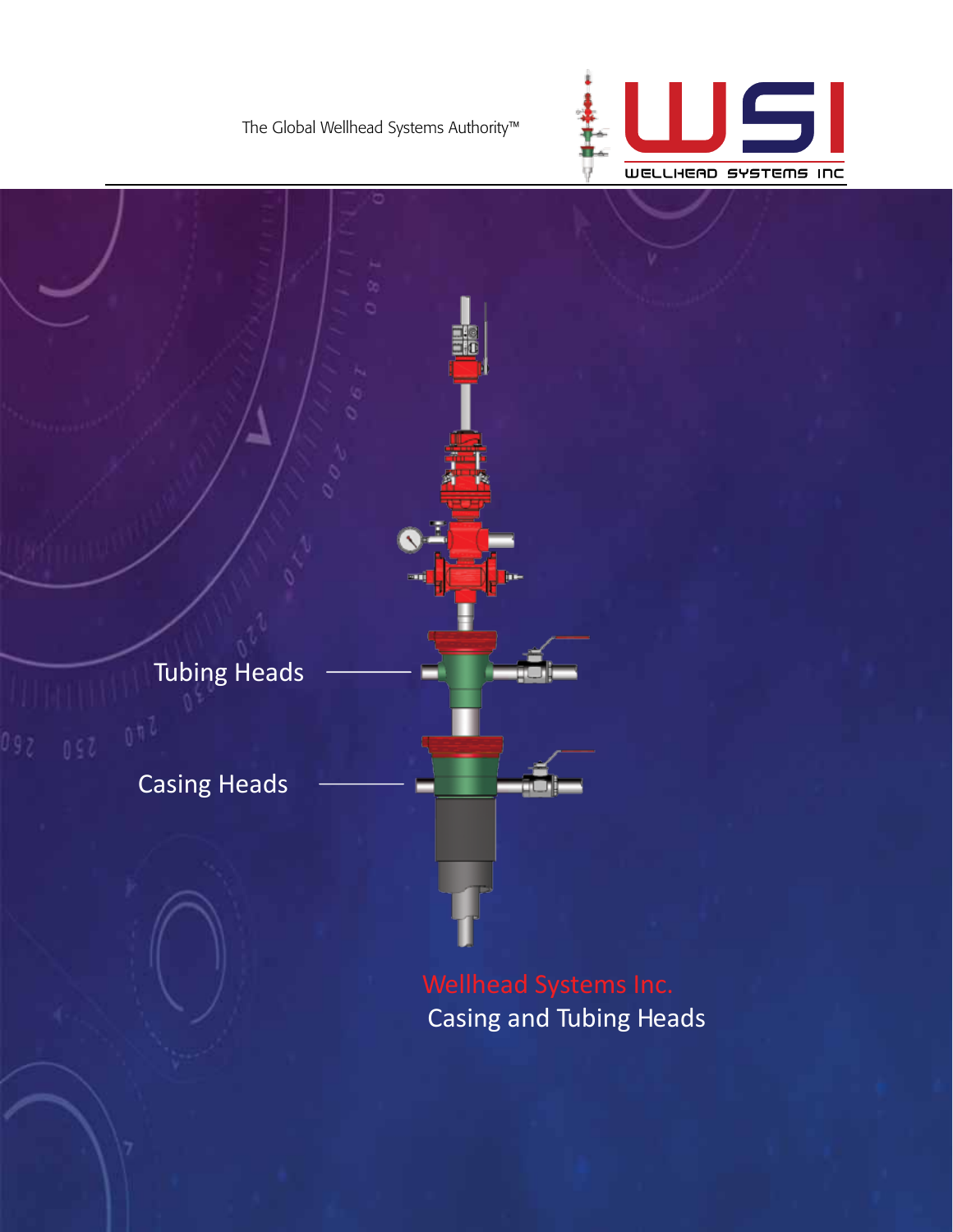The Global Wellhead Systems Authority™

WSI
WELLHEAD SYSTEMS INC

Tubing Heads

Casing Heads

# Wellhead Systems Inc.

## Casing and Tubing Heads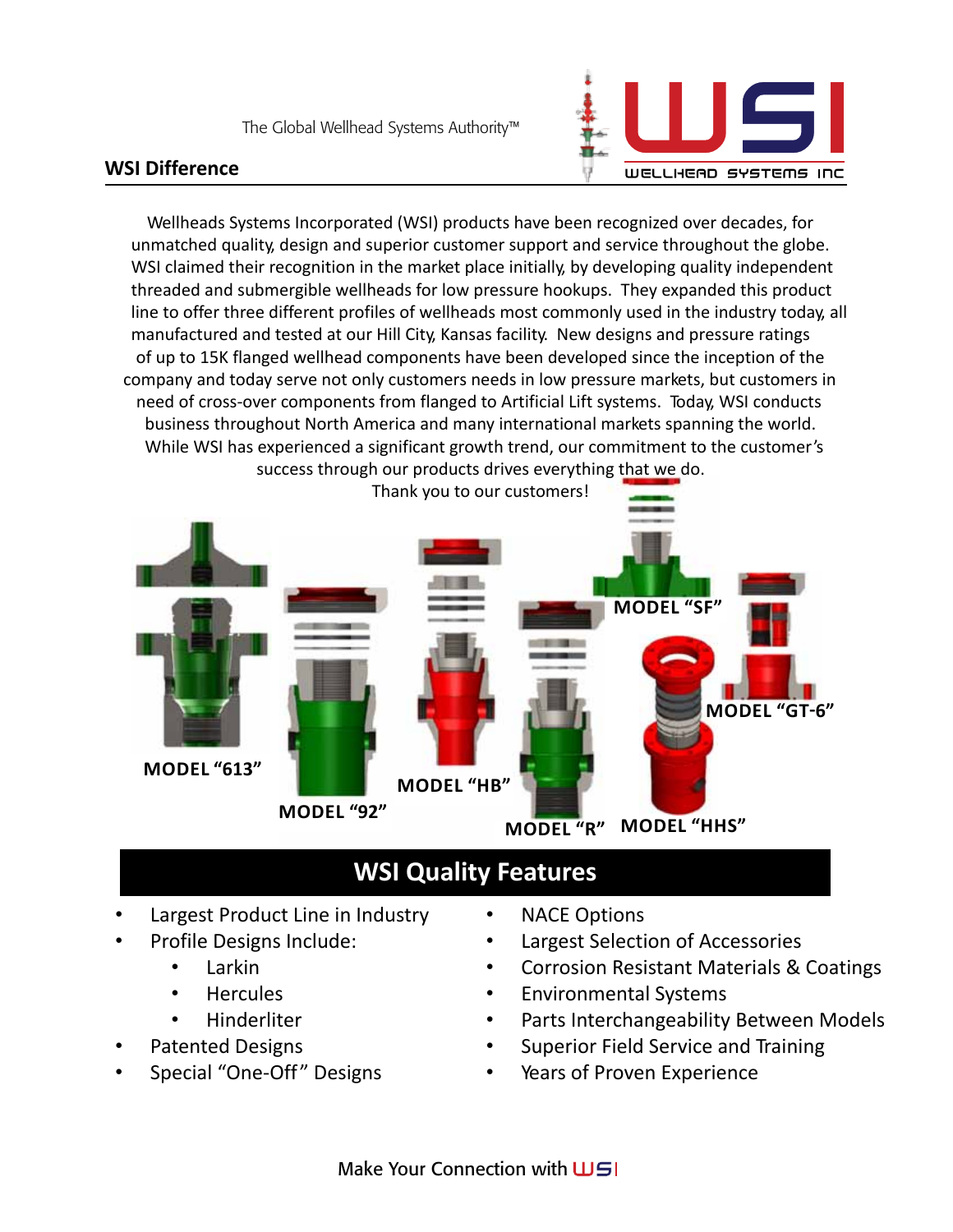The Global Wellhead Systems Authority™

## WSI Difference

Wellheads Systems Incorporated (WSI) products have been recognized over decades, for unmatched quality, design and superior customer support and service throughout the globe. WSI claimed their recognition in the market place initially, by developing quality independent threaded and submergible wellheads for low pressure hookups. They expanded this product line to offer three different profiles of wellheads most commonly used in the industry today, all manufactured and tested at our Hill City, Kansas facility. New designs and pressure ratings of up to 15K flanged wellhead components have been developed since the inception of the company and today serve not only customers needs in low pressure markets, but customers in need of cross-over components from flanged to Artificial Lift systems. Today, WSI conducts business throughout North America and many international markets spanning the world. While WSI has experienced a significant growth trend, our commitment to the customer's success through our products drives everything that we do.

Thank you to our customers!

MODEL "613" MODEL "92" MODEL "HB" MODEL "R" MODEL "SF" MODEL "HHS" MODEL "GT-6"

## WSI Quality Features

- Largest Product Line in Industry
- Profile Designs Include:
  - Larkin
  - Hercules
  - Hinderliter
- Patented Designs
- Special "One-Off" Designs
- NACE Options
- Largest Selection of Accessories
- Corrosion Resistant Materials & Coatings
- Environmental Systems
- Parts Interchangeability Between Models
- Superior Field Service and Training
- Years of Proven Experience

Make Your Connection with WSI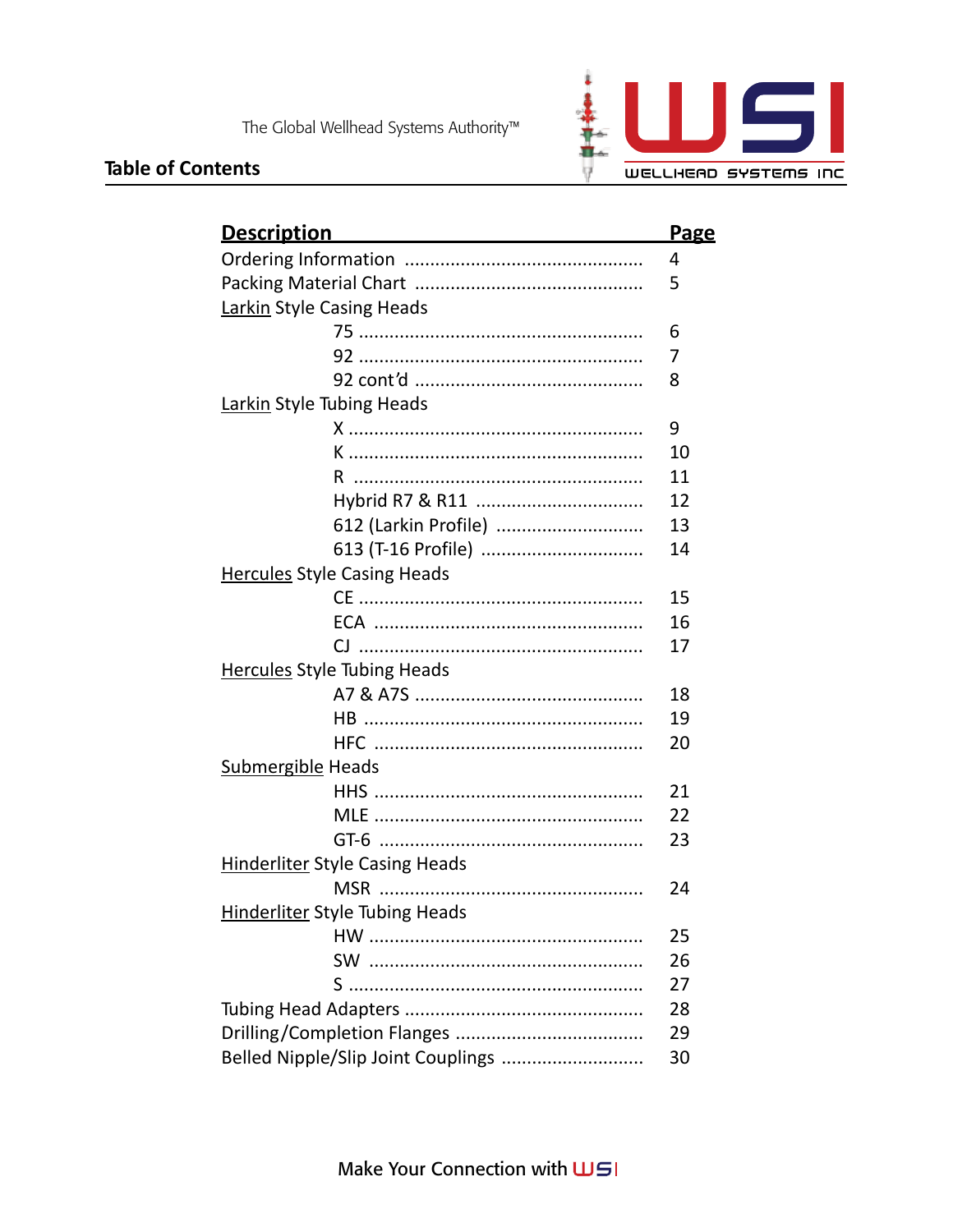The Global Wellhead Systems Authority™

WSI WELLHEAD SYSTEMS INC

## Table of Contents

| Description | Page |
|---|---|
| Ordering Information | 4 |
| Packing Material Chart | 5 |
| Larkin Style Casing Heads | |
| 75 | 6 |
| 92 | 7 |
| 92 cont'd | 8 |
| Larkin Style Tubing Heads | |
| X | 9 |
| K | 10 |
| R | 11 |
| Hybrid R7 & R11 | 12 |
| 612 (Larkin Profile) | 13 |
| 613 (T-16 Profile) | 14 |
| Hercules Style Casing Heads | |
| CE | 15 |
| ECA | 16 |
| CJ | 17 |
| Hercules Style Tubing Heads | |
| A7 & A7S | 18 |
| HB | 19 |
| HFC | 20 |
| Submergible Heads | |
| HHS | 21 |
| MLE | 22 |
| GT-6 | 23 |
| Hinderliter Style Casing Heads | |
| MSR | 24 |
| Hinderliter Style Tubing Heads | |
| HW | 25 |
| SW | 26 |
| S | 27 |
| Tubing Head Adapters | 28 |
| Drilling/Completion Flanges | 29 |
| Belled Nipple/Slip Joint Couplings | 30 |

Make Your Connection with WSI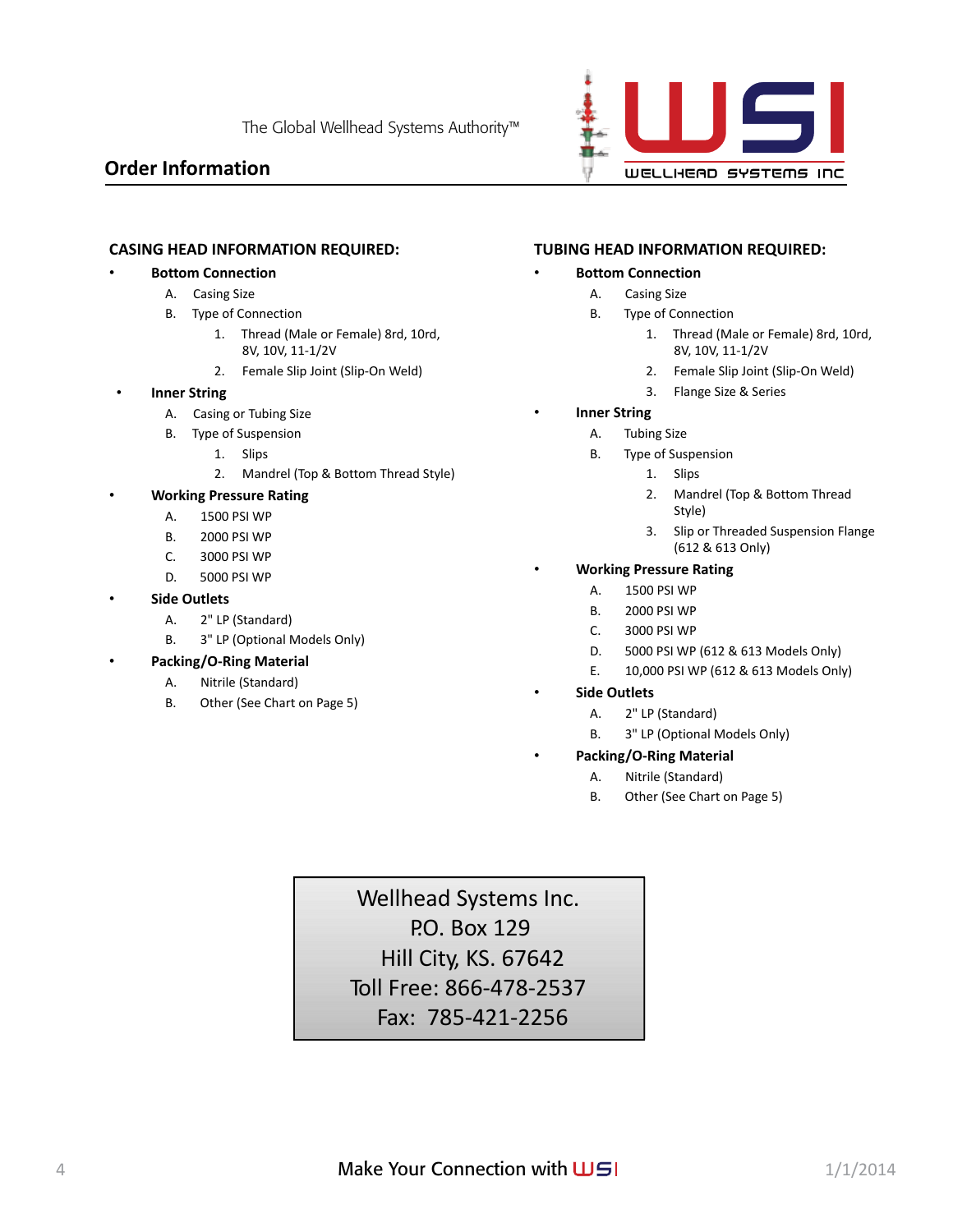The Global Wellhead Systems Authority™

WSI WELLHEAD SYSTEMS INC

## Order Information

### CASING HEAD INFORMATION REQUIRED:

- **Bottom Connection**
  - A. Casing Size
  - B. Type of Connection
    1. Thread (Male or Female) 8rd, 10rd, 8V, 10V, 11-1/2V
    2. Female Slip Joint (Slip-On Weld)
- **Inner String**
  - A. Casing or Tubing Size
  - B. Type of Suspension
    1. Slips
    2. Mandrel (Top & Bottom Thread Style)
- **Working Pressure Rating**
  - A. 1500 PSI WP
  - B. 2000 PSI WP
  - C. 3000 PSI WP
  - D. 5000 PSI WP
- **Side Outlets**
  - A. 2" LP (Standard)
  - B. 3" LP (Optional Models Only)
- **Packing/O-Ring Material**
  - A. Nitrile (Standard)
  - B. Other (See Chart on Page 5)

### TUBING HEAD INFORMATION REQUIRED:

- **Bottom Connection**
  - A. Casing Size
  - B. Type of Connection
    1. Thread (Male or Female) 8rd, 10rd, 8V, 10V, 11-1/2V
    2. Female Slip Joint (Slip-On Weld)
    3. Flange Size & Series
- **Inner String**
  - A. Tubing Size
  - B. Type of Suspension
    1. Slips
    2. Mandrel (Top & Bottom Thread Style)
    3. Slip or Threaded Suspension Flange (612 & 613 Only)
- **Working Pressure Rating**
  - A. 1500 PSI WP
  - B. 2000 PSI WP
  - C. 3000 PSI WP
  - D. 5000 PSI WP (612 & 613 Models Only)
  - E. 10,000 PSI WP (612 & 613 Models Only)
- **Side Outlets**
  - A. 2" LP (Standard)
  - B. 3" LP (Optional Models Only)
- **Packing/O-Ring Material**
  - A. Nitrile (Standard)
  - B. Other (See Chart on Page 5)

Wellhead Systems Inc.
P.O. Box 129
Hill City, KS. 67642
Toll Free: 866-478-2537
Fax: 785-421-2256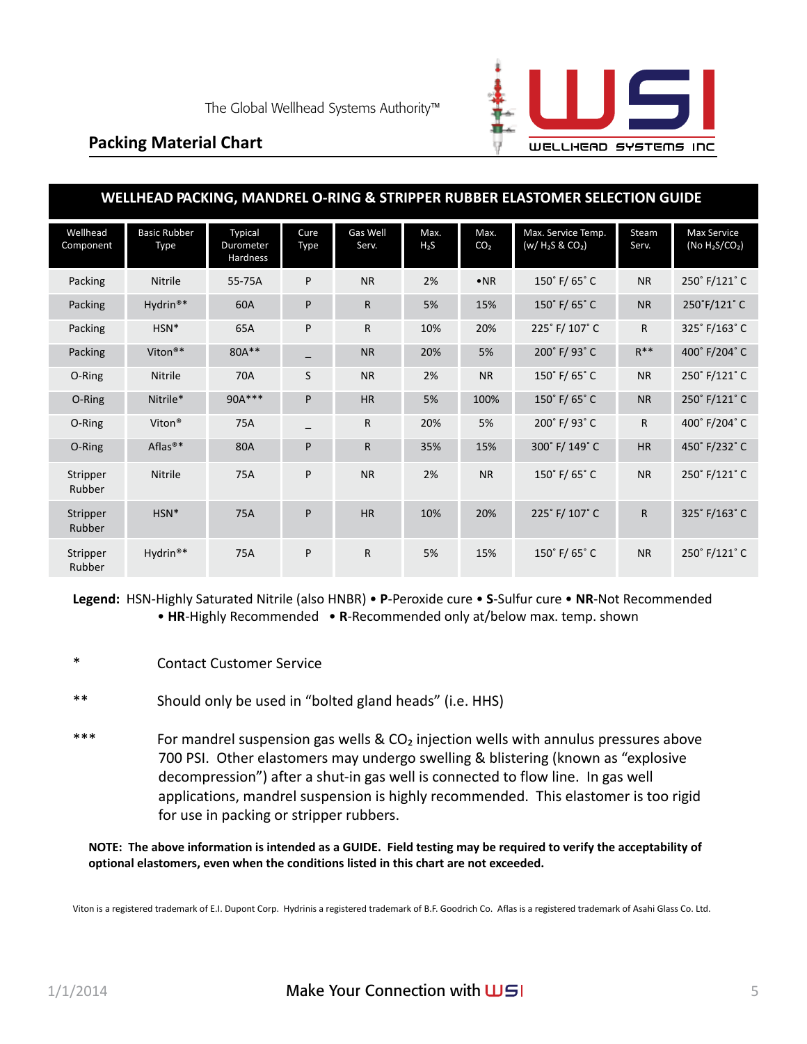The Global Wellhead Systems Authority™

## Packing Material Chart

### WELLHEAD PACKING, MANDREL O-RING & STRIPPER RUBBER ELASTOMER SELECTION GUIDE

| Wellhead Component | Basic Rubber Type | Typical Durometer Hardness | Cure Type | Gas Well Serv. | Max. $H_2S$ | Max. $CO_2$ | Max. Service Temp. (w/ $H_2S$ & $CO_2$) | Steam Serv. | Max Service (No $H_2S/CO_2$) |
|---|---|---|---|---|---|---|---|---|---|
| Packing | Nitrile | 55-75A | P | NR | 2% | •NR | 150˚ F/ 65˚ C | NR | 250˚ F/121˚ C |
| Packing | Hydrin®* | 60A | P | R | 5% | 15% | 150˚ F/ 65˚ C | NR | 250˚F/121˚ C |
| Packing | HSN* | 65A | P | R | 10% | 20% | 225˚ F/ 107˚ C | R | 325˚ F/163˚ C |
| Packing | Viton®* | 80A** | _ | NR | 20% | 5% | 200˚ F/ 93˚ C | R** | 400˚ F/204˚ C |
| O-Ring | Nitrile | 70A | S | NR | 2% | NR | 150˚ F/ 65˚ C | NR | 250˚ F/121˚ C |
| O-Ring | Nitrile* | 90A*** | P | HR | 5% | 100% | 150˚ F/ 65˚ C | NR | 250˚ F/121˚ C |
| O-Ring | Viton® | 75A | _ | R | 20% | 5% | 200˚ F/ 93˚ C | R | 400˚ F/204˚ C |
| O-Ring | Aflas®* | 80A | P | R | 35% | 15% | 300˚ F/ 149˚ C | HR | 450˚ F/232˚ C |
| Stripper Rubber | Nitrile | 75A | P | NR | 2% | NR | 150˚ F/ 65˚ C | NR | 250˚ F/121˚ C |
| Stripper Rubber | HSN* | 75A | P | HR | 10% | 20% | 225˚ F/ 107˚ C | R | 325˚ F/163˚ C |
| Stripper Rubber | Hydrin®* | 75A | P | R | 5% | 15% | 150˚ F/ 65˚ C | NR | 250˚ F/121˚ C |

**Legend:** HSN-Highly Saturated Nitrile (also HNBR) • **P**-Peroxide cure • **S**-Sulfur cure • **NR**-Not Recommended • **HR**-Highly Recommended • **R**-Recommended only at/below max. temp. shown

\* Contact Customer Service

** Should only be used in "bolted gland heads" (i.e. HHS)

*** For mandrel suspension gas wells & $CO_2$ injection wells with annulus pressures above 700 PSI. Other elastomers may undergo swelling & blistering (known as "explosive decompression") after a shut-in gas well is connected to flow line. In gas well applications, mandrel suspension is highly recommended. This elastomer is too rigid for use in packing or stripper rubbers.

**NOTE: The above information is intended as a GUIDE. Field testing may be required to verify the acceptability of optional elastomers, even when the conditions listed in this chart are not exceeded.**

Viton is a registered trademark of E.I. Dupont Corp. Hydrinis a registered trademark of B.F. Goodrich Co. Aflas is a registered trademark of Asahi Glass Co. Ltd.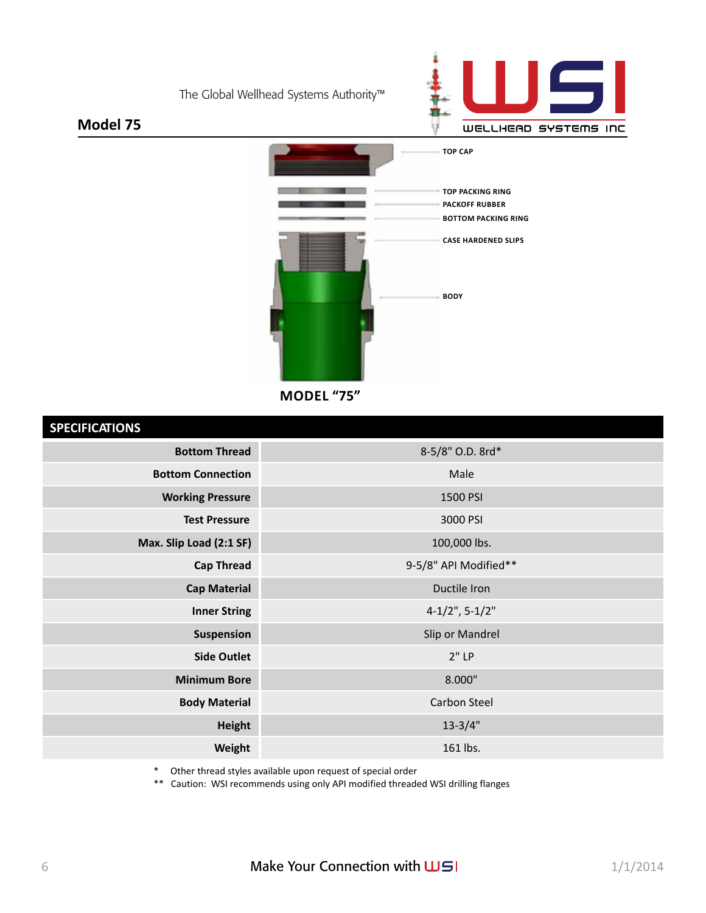The Global Wellhead Systems Authority™

## Model 75

TOP CAP

TOP PACKING RING

PACKOFF RUBBER

BOTTOM PACKING RING

CASE HARDENED SLIPS

BODY

**MODEL "75"**

| SPECIFICATIONS | |
|---|---|
| **Bottom Thread** | 8-5/8" O.D. 8rd* |
| **Bottom Connection** | Male |
| **Working Pressure** | 1500 PSI |
| **Test Pressure** | 3000 PSI |
| **Max. Slip Load (2:1 SF)** | 100,000 lbs. |
| **Cap Thread** | 9-5/8" API Modified** |
| **Cap Material** | Ductile Iron |
| **Inner String** | 4-1/2", 5-1/2" |
| **Suspension** | Slip or Mandrel |
| **Side Outlet** | 2" LP |
| **Minimum Bore** | 8.000" |
| **Body Material** | Carbon Steel |
| **Height** | 13-3/4" |
| **Weight** | 161 lbs. |

* Other thread styles available upon request of special order

** Caution: WSI recommends using only API modified threaded WSI drilling flanges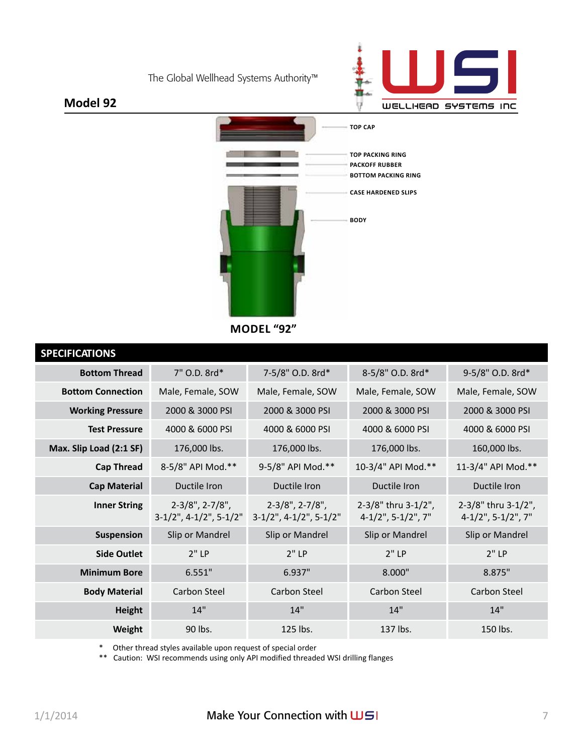The Global Wellhead Systems Authority™

## Model 92

TOP CAP

TOP PACKING RING

PACKOFF RUBBER

BOTTOM PACKING RING

CASE HARDENED SLIPS

BODY

**MODEL "92"**

| SPECIFICATIONS | | | | |
|---|---|---|---|---|
| **Bottom Thread** | 7" O.D. 8rd* | 7-5/8" O.D. 8rd* | 8-5/8" O.D. 8rd* | 9-5/8" O.D. 8rd* |
| **Bottom Connection** | Male, Female, SOW | Male, Female, SOW | Male, Female, SOW | Male, Female, SOW |
| **Working Pressure** | 2000 & 3000 PSI | 2000 & 3000 PSI | 2000 & 3000 PSI | 2000 & 3000 PSI |
| **Test Pressure** | 4000 & 6000 PSI | 4000 & 6000 PSI | 4000 & 6000 PSI | 4000 & 6000 PSI |
| **Max. Slip Load (2:1 SF)** | 176,000 lbs. | 176,000 lbs. | 176,000 lbs. | 160,000 lbs. |
| **Cap Thread** | 8-5/8" API Mod.** | 9-5/8" API Mod.** | 10-3/4" API Mod.** | 11-3/4" API Mod.** |
| **Cap Material** | Ductile Iron | Ductile Iron | Ductile Iron | Ductile Iron |
| **Inner String** | 2-3/8", 2-7/8", 3-1/2", 4-1/2", 5-1/2" | 2-3/8", 2-7/8", 3-1/2", 4-1/2", 5-1/2" | 2-3/8" thru 3-1/2", 4-1/2", 5-1/2", 7" | 2-3/8" thru 3-1/2", 4-1/2", 5-1/2", 7" |
| **Suspension** | Slip or Mandrel | Slip or Mandrel | Slip or Mandrel | Slip or Mandrel |
| **Side Outlet** | 2" LP | 2" LP | 2" LP | 2" LP |
| **Minimum Bore** | 6.551" | 6.937" | 8.000" | 8.875" |
| **Body Material** | Carbon Steel | Carbon Steel | Carbon Steel | Carbon Steel |
| **Height** | 14" | 14" | 14" | 14" |
| **Weight** | 90 lbs. | 125 lbs. | 137 lbs. | 150 lbs. |

\* Other thread styles available upon request of special order

\*\* Caution: WSI recommends using only API modified threaded WSI drilling flanges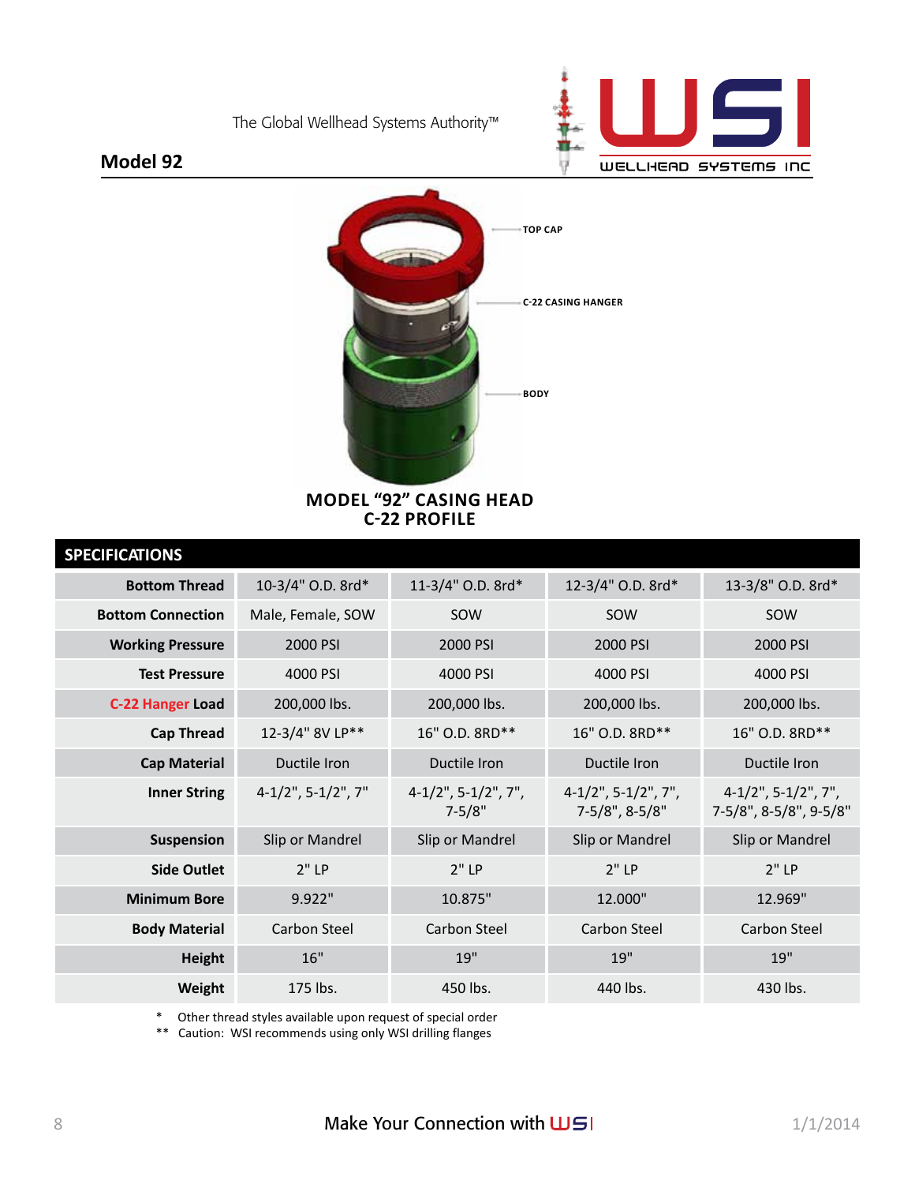The Global Wellhead Systems Authority™

## Model 92

TOP CAP

C-22 CASING HANGER

BODY

**MODEL "92" CASING HEAD**
**C-22 PROFILE**

| SPECIFICATIONS | | | | |
|---|---|---|---|---|
| **Bottom Thread** | 10-3/4" O.D. 8rd* | 11-3/4" O.D. 8rd* | 12-3/4" O.D. 8rd* | 13-3/8" O.D. 8rd* |
| **Bottom Connection** | Male, Female, SOW | SOW | SOW | SOW |
| **Working Pressure** | 2000 PSI | 2000 PSI | 2000 PSI | 2000 PSI |
| **Test Pressure** | 4000 PSI | 4000 PSI | 4000 PSI | 4000 PSI |
| **C-22 Hanger Load** | 200,000 lbs. | 200,000 lbs. | 200,000 lbs. | 200,000 lbs. |
| **Cap Thread** | 12-3/4" 8V LP** | 16" O.D. 8RD** | 16" O.D. 8RD** | 16" O.D. 8RD** |
| **Cap Material** | Ductile Iron | Ductile Iron | Ductile Iron | Ductile Iron |
| **Inner String** | 4-1/2", 5-1/2", 7" | 4-1/2", 5-1/2", 7", 7-5/8" | 4-1/2", 5-1/2", 7", 7-5/8", 8-5/8" | 4-1/2", 5-1/2", 7", 7-5/8", 8-5/8", 9-5/8" |
| **Suspension** | Slip or Mandrel | Slip or Mandrel | Slip or Mandrel | Slip or Mandrel |
| **Side Outlet** | 2" LP | 2" LP | 2" LP | 2" LP |
| **Minimum Bore** | 9.922" | 10.875" | 12.000" | 12.969" |
| **Body Material** | Carbon Steel | Carbon Steel | Carbon Steel | Carbon Steel |
| **Height** | 16" | 19" | 19" | 19" |
| **Weight** | 175 lbs. | 450 lbs. | 440 lbs. | 430 lbs. |

\* Other thread styles available upon request of special order

\*\* Caution: WSI recommends using only WSI drilling flanges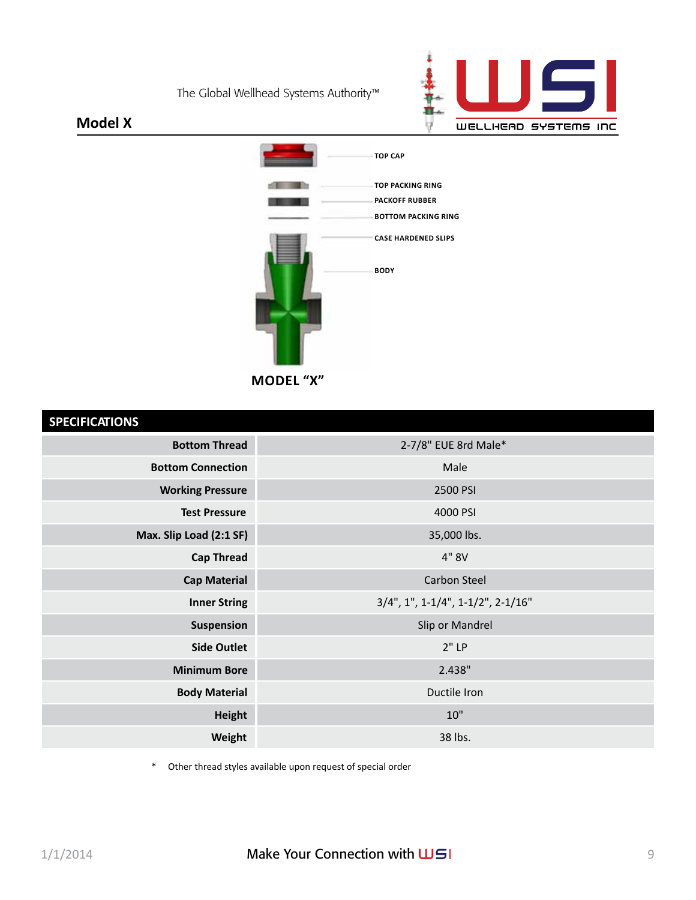The Global Wellhead Systems Authority™

## Model X

TOP CAP

TOP PACKING RING

PACKOFF RUBBER

BOTTOM PACKING RING

CASE HARDENED SLIPS

BODY

**MODEL "X"**

| SPECIFICATIONS | |
|---|---|
| **Bottom Thread** | 2-7/8" EUE 8rd Male* |
| **Bottom Connection** | Male |
| **Working Pressure** | 2500 PSI |
| **Test Pressure** | 4000 PSI |
| **Max. Slip Load (2:1 SF)** | 35,000 lbs. |
| **Cap Thread** | 4" 8V |
| **Cap Material** | Carbon Steel |
| **Inner String** | 3/4", 1", 1-1/4", 1-1/2", 2-1/16" |
| **Suspension** | Slip or Mandrel |
| **Side Outlet** | 2" LP |
| **Minimum Bore** | 2.438" |
| **Body Material** | Ductile Iron |
| **Height** | 10" |
| **Weight** | 38 lbs. |

\* Other thread styles available upon request of special order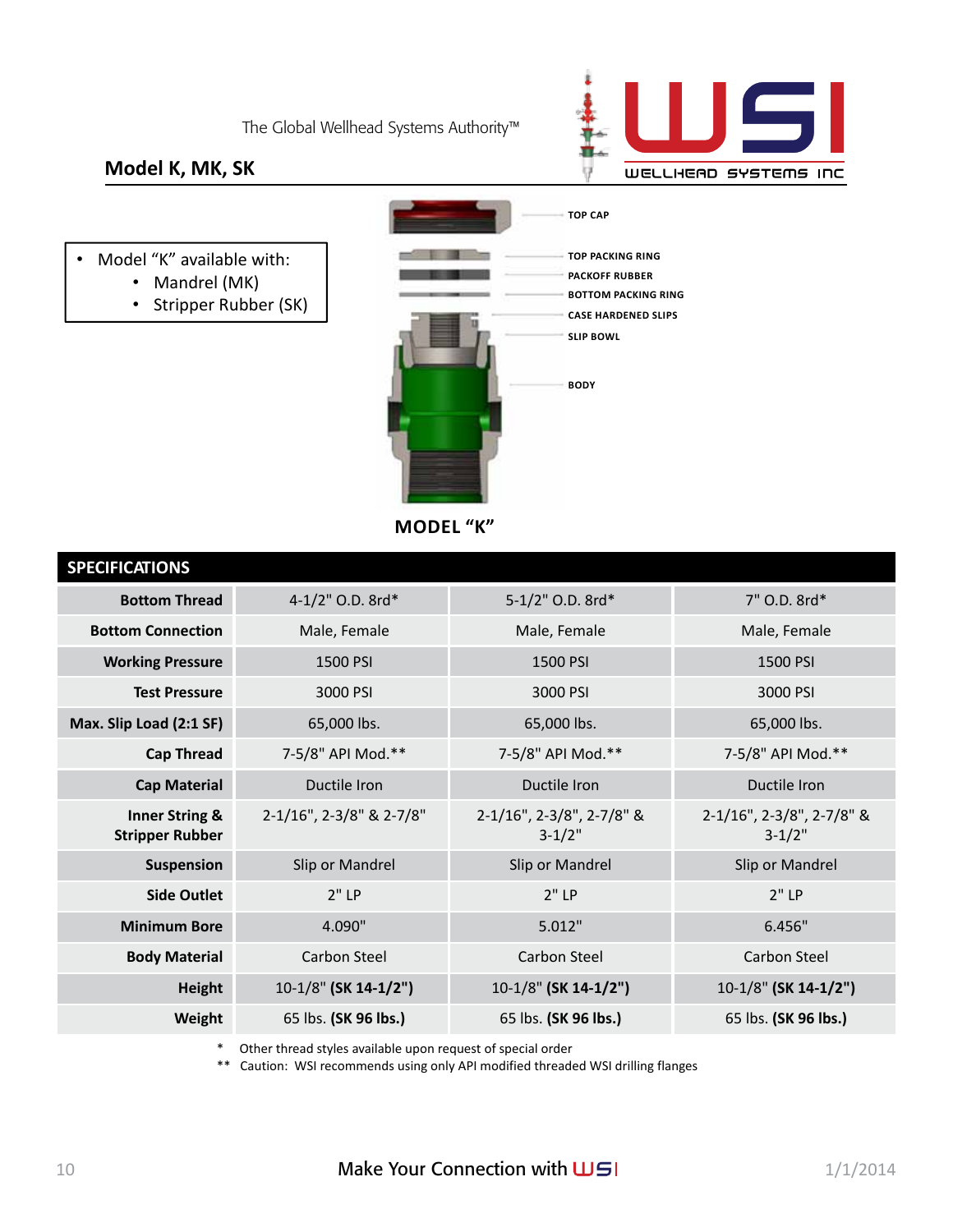The Global Wellhead Systems Authority™

## Model K, MK, SK

- Model "K" available with:
  - Mandrel (MK)
  - Stripper Rubber (SK)

TOP CAP

TOP PACKING RING

PACKOFF RUBBER

BOTTOM PACKING RING

CASE HARDENED SLIPS

SLIP BOWL

BODY

**MODEL "K"**

| SPECIFICATIONS | | | |
|---|---|---|---|
| **Bottom Thread** | 4-1/2" O.D. 8rd* | 5-1/2" O.D. 8rd* | 7" O.D. 8rd* |
| **Bottom Connection** | Male, Female | Male, Female | Male, Female |
| **Working Pressure** | 1500 PSI | 1500 PSI | 1500 PSI |
| **Test Pressure** | 3000 PSI | 3000 PSI | 3000 PSI |
| **Max. Slip Load (2:1 SF)** | 65,000 lbs. | 65,000 lbs. | 65,000 lbs. |
| **Cap Thread** | 7-5/8" API Mod.** | 7-5/8" API Mod.** | 7-5/8" API Mod.** |
| **Cap Material** | Ductile Iron | Ductile Iron | Ductile Iron |
| **Inner String & Stripper Rubber** | 2-1/16", 2-3/8" & 2-7/8" | 2-1/16", 2-3/8", 2-7/8" & 3-1/2" | 2-1/16", 2-3/8", 2-7/8" & 3-1/2" |
| **Suspension** | Slip or Mandrel | Slip or Mandrel | Slip or Mandrel |
| **Side Outlet** | 2" LP | 2" LP | 2" LP |
| **Minimum Bore** | 4.090" | 5.012" | 6.456" |
| **Body Material** | Carbon Steel | Carbon Steel | Carbon Steel |
| **Height** | 10-1/8" **(SK 14-1/2")** | 10-1/8" **(SK 14-1/2")** | 10-1/8" **(SK 14-1/2")** |
| **Weight** | 65 lbs. **(SK 96 lbs.)** | 65 lbs. **(SK 96 lbs.)** | 65 lbs. **(SK 96 lbs.)** |

\* Other thread styles available upon request of special order

\*\* Caution: WSI recommends using only API modified threaded WSI drilling flanges

Make Your Connection with WSI

1/1/2014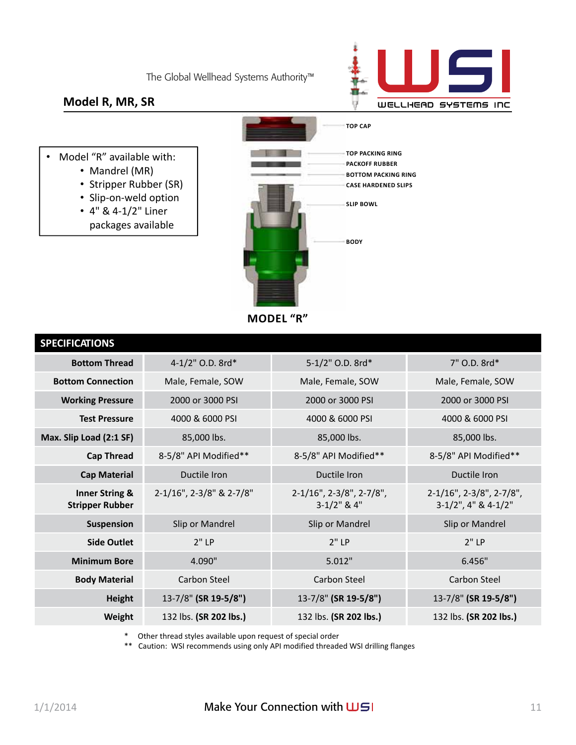The Global Wellhead Systems Authority™

## Model R, MR, SR

- Model "R" available with:
  - Mandrel (MR)
  - Stripper Rubber (SR)
  - Slip-on-weld option
  - 4" & 4-1/2" Liner packages available

TOP CAP

TOP PACKING RING

PACKOFF RUBBER

BOTTOM PACKING RING

CASE HARDENED SLIPS

SLIP BOWL

BODY

**MODEL "R"**

| SPECIFICATIONS | | | |
|---|---|---|---|
| **Bottom Thread** | 4-1/2" O.D. 8rd* | 5-1/2" O.D. 8rd* | 7" O.D. 8rd* |
| **Bottom Connection** | Male, Female, SOW | Male, Female, SOW | Male, Female, SOW |
| **Working Pressure** | 2000 or 3000 PSI | 2000 or 3000 PSI | 2000 or 3000 PSI |
| **Test Pressure** | 4000 & 6000 PSI | 4000 & 6000 PSI | 4000 & 6000 PSI |
| **Max. Slip Load (2:1 SF)** | 85,000 lbs. | 85,000 lbs. | 85,000 lbs. |
| **Cap Thread** | 8-5/8" API Modified** | 8-5/8" API Modified** | 8-5/8" API Modified** |
| **Cap Material** | Ductile Iron | Ductile Iron | Ductile Iron |
| **Inner String & Stripper Rubber** | 2-1/16", 2-3/8" & 2-7/8" | 2-1/16", 2-3/8", 2-7/8", 3-1/2" & 4" | 2-1/16", 2-3/8", 2-7/8", 3-1/2", 4" & 4-1/2" |
| **Suspension** | Slip or Mandrel | Slip or Mandrel | Slip or Mandrel |
| **Side Outlet** | 2" LP | 2" LP | 2" LP |
| **Minimum Bore** | 4.090" | 5.012" | 6.456" |
| **Body Material** | Carbon Steel | Carbon Steel | Carbon Steel |
| **Height** | 13-7/8" **(SR 19-5/8")** | 13-7/8" **(SR 19-5/8")** | 13-7/8" **(SR 19-5/8")** |
| **Weight** | 132 lbs. **(SR 202 lbs.)** | 132 lbs. **(SR 202 lbs.)** | 132 lbs. **(SR 202 lbs.)** |

\* Other thread styles available upon request of special order

\*\* Caution: WSI recommends using only API modified threaded WSI drilling flanges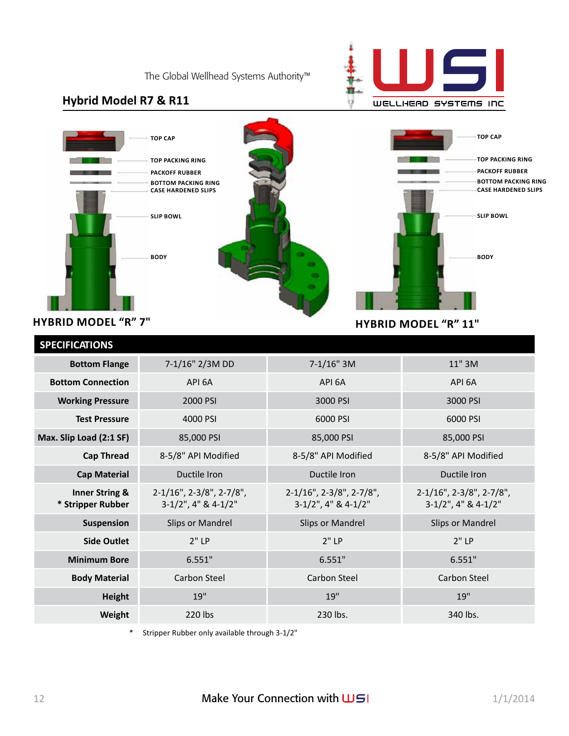The Global Wellhead Systems Authority™

## Hybrid Model R7 & R11

TOP CAP
TOP PACKING RING
PACKOFF RUBBER
BOTTOM PACKING RING
CASE HARDENED SLIPS
SLIP BOWL
BODY

**HYBRID MODEL "R" 7"**

TOP CAP
TOP PACKING RING
PACKOFF RUBBER
BOTTOM PACKING RING
CASE HARDENED SLIPS
SLIP BOWL
BODY

**HYBRID MODEL "R" 11"**

### SPECIFICATIONS

| | | | |
|---|---|---|---|
| **Bottom Flange** | 7-1/16" 2/3M DD | 7-1/16" 3M | 11" 3M |
| **Bottom Connection** | API 6A | API 6A | API 6A |
| **Working Pressure** | 2000 PSI | 3000 PSI | 3000 PSI |
| **Test Pressure** | 4000 PSI | 6000 PSI | 6000 PSI |
| **Max. Slip Load (2:1 SF)** | 85,000 PSI | 85,000 PSI | 85,000 PSI |
| **Cap Thread** | 8-5/8" API Modified | 8-5/8" API Modified | 8-5/8" API Modified |
| **Cap Material** | Ductile Iron | Ductile Iron | Ductile Iron |
| **Inner String & * Stripper Rubber** | 2-1/16", 2-3/8", 2-7/8", 3-1/2", 4" & 4-1/2" | 2-1/16", 2-3/8", 2-7/8", 3-1/2", 4" & 4-1/2" | 2-1/16", 2-3/8", 2-7/8", 3-1/2", 4" & 4-1/2" |
| **Suspension** | Slips or Mandrel | Slips or Mandrel | Slips or Mandrel |
| **Side Outlet** | 2" LP | 2" LP | 2" LP |
| **Minimum Bore** | 6.551" | 6.551" | 6.551" |
| **Body Material** | Carbon Steel | Carbon Steel | Carbon Steel |
| **Height** | 19" | 19" | 19" |
| **Weight** | 220 lbs | 230 lbs. | 340 lbs. |

\* Stripper Rubber only available through 3-1/2"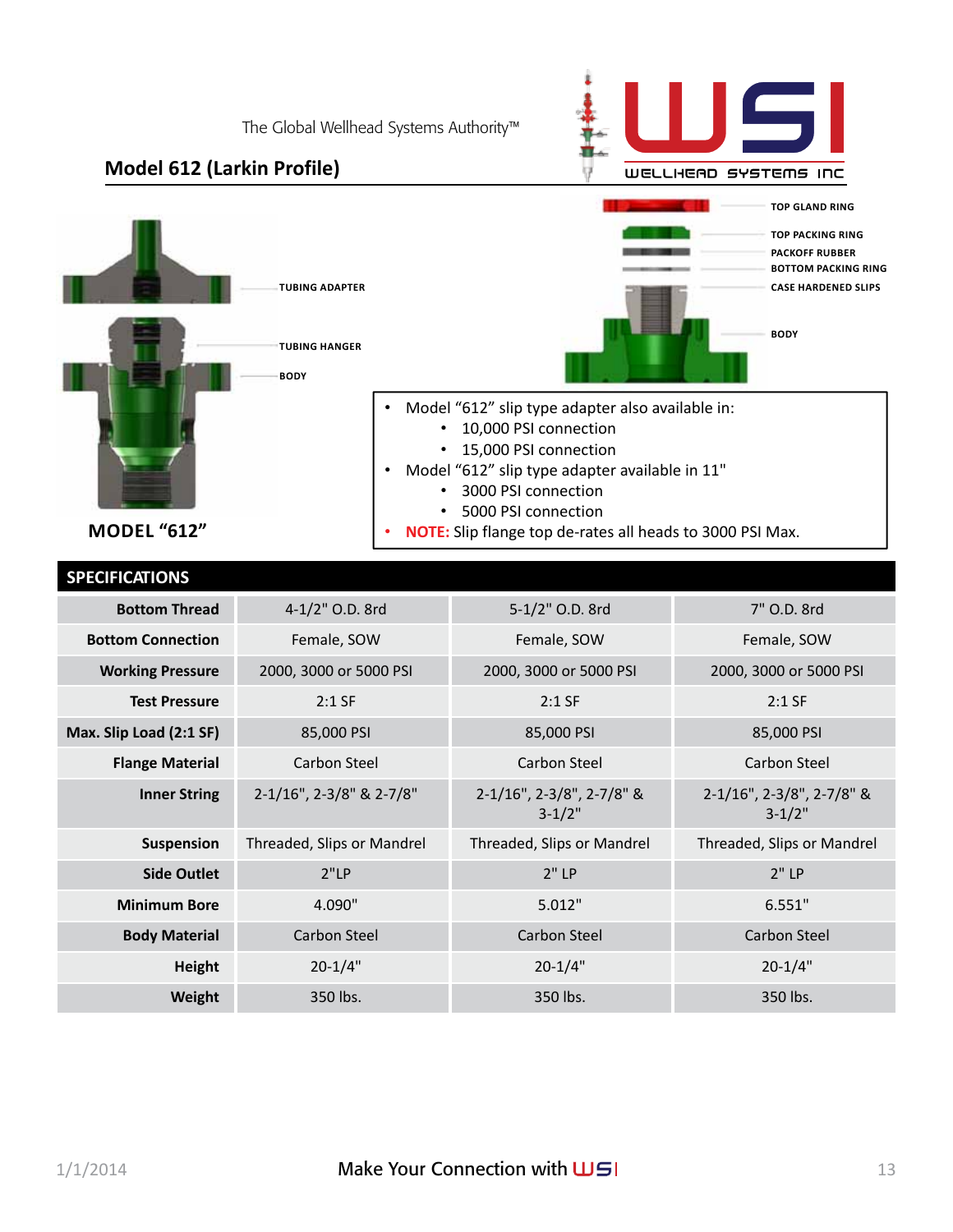The Global Wellhead Systems Authority™

## Model 612 (Larkin Profile)

TUBING ADAPTER

TUBING HANGER

BODY

TOP GLAND RING

TOP PACKING RING

PACKOFF RUBBER

BOTTOM PACKING RING

CASE HARDENED SLIPS

BODY

**MODEL "612"**

- Model "612" slip type adapter also available in:
  - 10,000 PSI connection
  - 15,000 PSI connection
- Model "612" slip type adapter available in 11"
  - 3000 PSI connection
  - 5000 PSI connection
- **NOTE:** Slip flange top de-rates all heads to 3000 PSI Max.

## SPECIFICATIONS

| | | | |
|---|---|---|---|
| **Bottom Thread** | 4-1/2" O.D. 8rd | 5-1/2" O.D. 8rd | 7" O.D. 8rd |
| **Bottom Connection** | Female, SOW | Female, SOW | Female, SOW |
| **Working Pressure** | 2000, 3000 or 5000 PSI | 2000, 3000 or 5000 PSI | 2000, 3000 or 5000 PSI |
| **Test Pressure** | 2:1 SF | 2:1 SF | 2:1 SF |
| **Max. Slip Load (2:1 SF)** | 85,000 PSI | 85,000 PSI | 85,000 PSI |
| **Flange Material** | Carbon Steel | Carbon Steel | Carbon Steel |
| **Inner String** | 2-1/16", 2-3/8" & 2-7/8" | 2-1/16", 2-3/8", 2-7/8" & 3-1/2" | 2-1/16", 2-3/8", 2-7/8" & 3-1/2" |
| **Suspension** | Threaded, Slips or Mandrel | Threaded, Slips or Mandrel | Threaded, Slips or Mandrel |
| **Side Outlet** | 2"LP | 2" LP | 2" LP |
| **Minimum Bore** | 4.090" | 5.012" | 6.551" |
| **Body Material** | Carbon Steel | Carbon Steel | Carbon Steel |
| **Height** | 20-1/4" | 20-1/4" | 20-1/4" |
| **Weight** | 350 lbs. | 350 lbs. | 350 lbs. |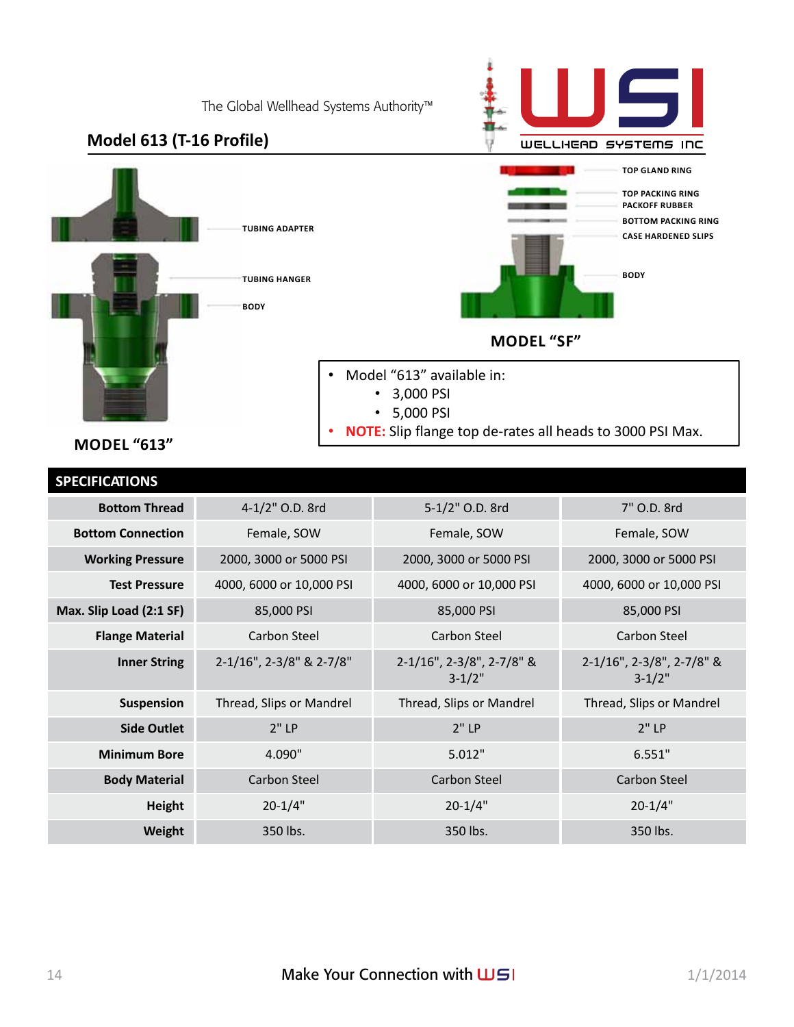The Global Wellhead Systems Authority™

## Model 613 (T-16 Profile)

TUBING ADAPTER

TUBING HANGER

BODY

**MODEL "613"**

TOP GLAND RING

TOP PACKING RING

PACKOFF RUBBER

BOTTOM PACKING RING

CASE HARDENED SLIPS

BODY

**MODEL "SF"**

- Model "613" available in:
  - 3,000 PSI
  - 5,000 PSI
- **NOTE:** Slip flange top de-rates all heads to 3000 PSI Max.

## SPECIFICATIONS

| | | | |
|---|---|---|---|
| **Bottom Thread** | 4-1/2" O.D. 8rd | 5-1/2" O.D. 8rd | 7" O.D. 8rd |
| **Bottom Connection** | Female, SOW | Female, SOW | Female, SOW |
| **Working Pressure** | 2000, 3000 or 5000 PSI | 2000, 3000 or 5000 PSI | 2000, 3000 or 5000 PSI |
| **Test Pressure** | 4000, 6000 or 10,000 PSI | 4000, 6000 or 10,000 PSI | 4000, 6000 or 10,000 PSI |
| **Max. Slip Load (2:1 SF)** | 85,000 PSI | 85,000 PSI | 85,000 PSI |
| **Flange Material** | Carbon Steel | Carbon Steel | Carbon Steel |
| **Inner String** | 2-1/16", 2-3/8" & 2-7/8" | 2-1/16", 2-3/8", 2-7/8" & 3-1/2" | 2-1/16", 2-3/8", 2-7/8" & 3-1/2" |
| **Suspension** | Thread, Slips or Mandrel | Thread, Slips or Mandrel | Thread, Slips or Mandrel |
| **Side Outlet** | 2" LP | 2" LP | 2" LP |
| **Minimum Bore** | 4.090" | 5.012" | 6.551" |
| **Body Material** | Carbon Steel | Carbon Steel | Carbon Steel |
| **Height** | 20-1/4" | 20-1/4" | 20-1/4" |
| **Weight** | 350 lbs. | 350 lbs. | 350 lbs. |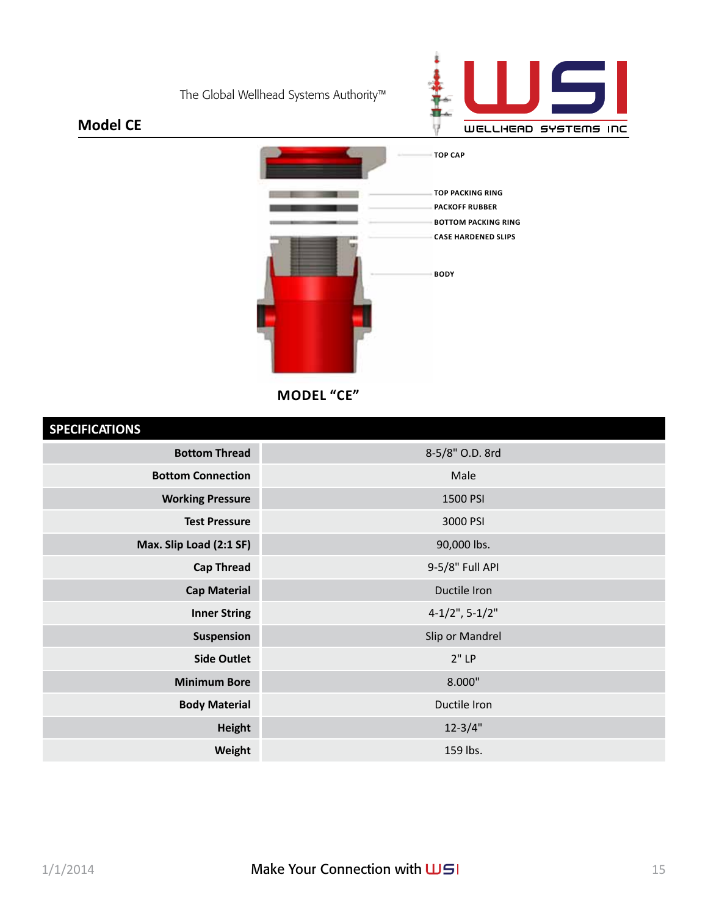The Global Wellhead Systems Authority™

## Model CE

TOP CAP

TOP PACKING RING

PACKOFF RUBBER

BOTTOM PACKING RING

CASE HARDENED SLIPS

BODY

**MODEL "CE"**

| SPECIFICATIONS | |
|---|---|
| **Bottom Thread** | 8-5/8" O.D. 8rd |
| **Bottom Connection** | Male |
| **Working Pressure** | 1500 PSI |
| **Test Pressure** | 3000 PSI |
| **Max. Slip Load (2:1 SF)** | 90,000 lbs. |
| **Cap Thread** | 9-5/8" Full API |
| **Cap Material** | Ductile Iron |
| **Inner String** | 4-1/2", 5-1/2" |
| **Suspension** | Slip or Mandrel |
| **Side Outlet** | 2" LP |
| **Minimum Bore** | 8.000" |
| **Body Material** | Ductile Iron |
| **Height** | 12-3/4" |
| **Weight** | 159 lbs. |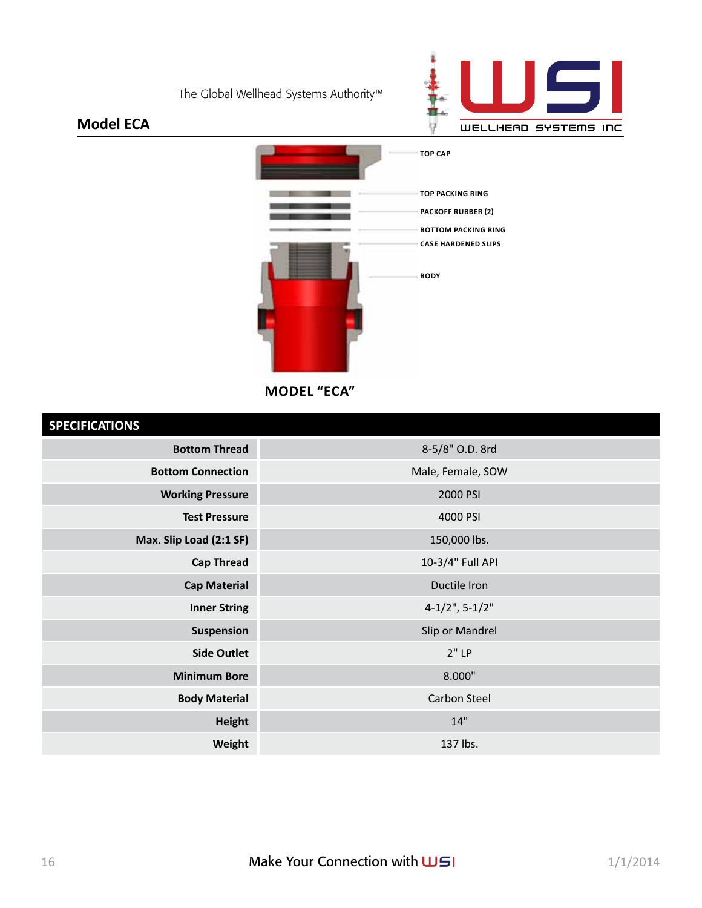The Global Wellhead Systems Authority™

## Model ECA

TOP CAP

TOP PACKING RING

PACKOFF RUBBER (2)

BOTTOM PACKING RING

CASE HARDENED SLIPS

BODY

**MODEL "ECA"**

| SPECIFICATIONS | |
|---|---|
| **Bottom Thread** | 8-5/8" O.D. 8rd |
| **Bottom Connection** | Male, Female, SOW |
| **Working Pressure** | 2000 PSI |
| **Test Pressure** | 4000 PSI |
| **Max. Slip Load (2:1 SF)** | 150,000 lbs. |
| **Cap Thread** | 10-3/4" Full API |
| **Cap Material** | Ductile Iron |
| **Inner String** | 4-1/2", 5-1/2" |
| **Suspension** | Slip or Mandrel |
| **Side Outlet** | 2" LP |
| **Minimum Bore** | 8.000" |
| **Body Material** | Carbon Steel |
| **Height** | 14" |
| **Weight** | 137 lbs. |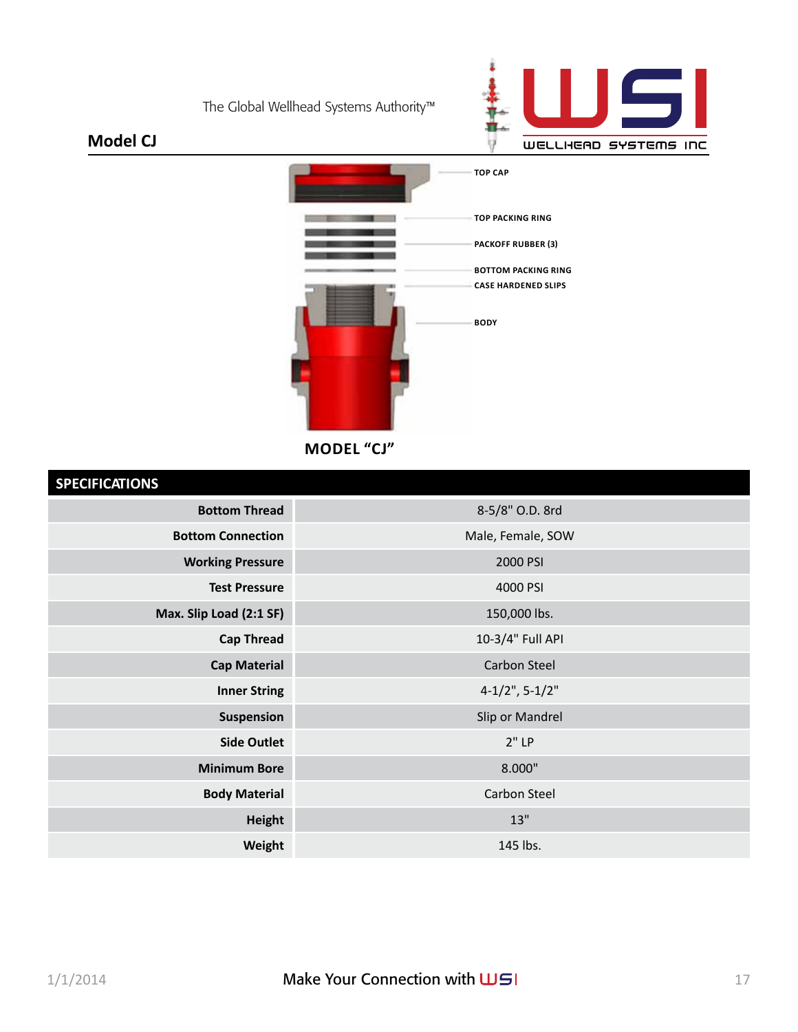## Model CJ

TOP CAP

TOP PACKING RING

PACKOFF RUBBER (3)

BOTTOM PACKING RING

CASE HARDENED SLIPS

BODY

**MODEL "CJ"**

| SPECIFICATIONS | |
|---|---|
| **Bottom Thread** | 8-5/8" O.D. 8rd |
| **Bottom Connection** | Male, Female, SOW |
| **Working Pressure** | 2000 PSI |
| **Test Pressure** | 4000 PSI |
| **Max. Slip Load (2:1 SF)** | 150,000 lbs. |
| **Cap Thread** | 10-3/4" Full API |
| **Cap Material** | Carbon Steel |
| **Inner String** | 4-1/2", 5-1/2" |
| **Suspension** | Slip or Mandrel |
| **Side Outlet** | 2" LP |
| **Minimum Bore** | 8.000" |
| **Body Material** | Carbon Steel |
| **Height** | 13" |
| **Weight** | 145 lbs. |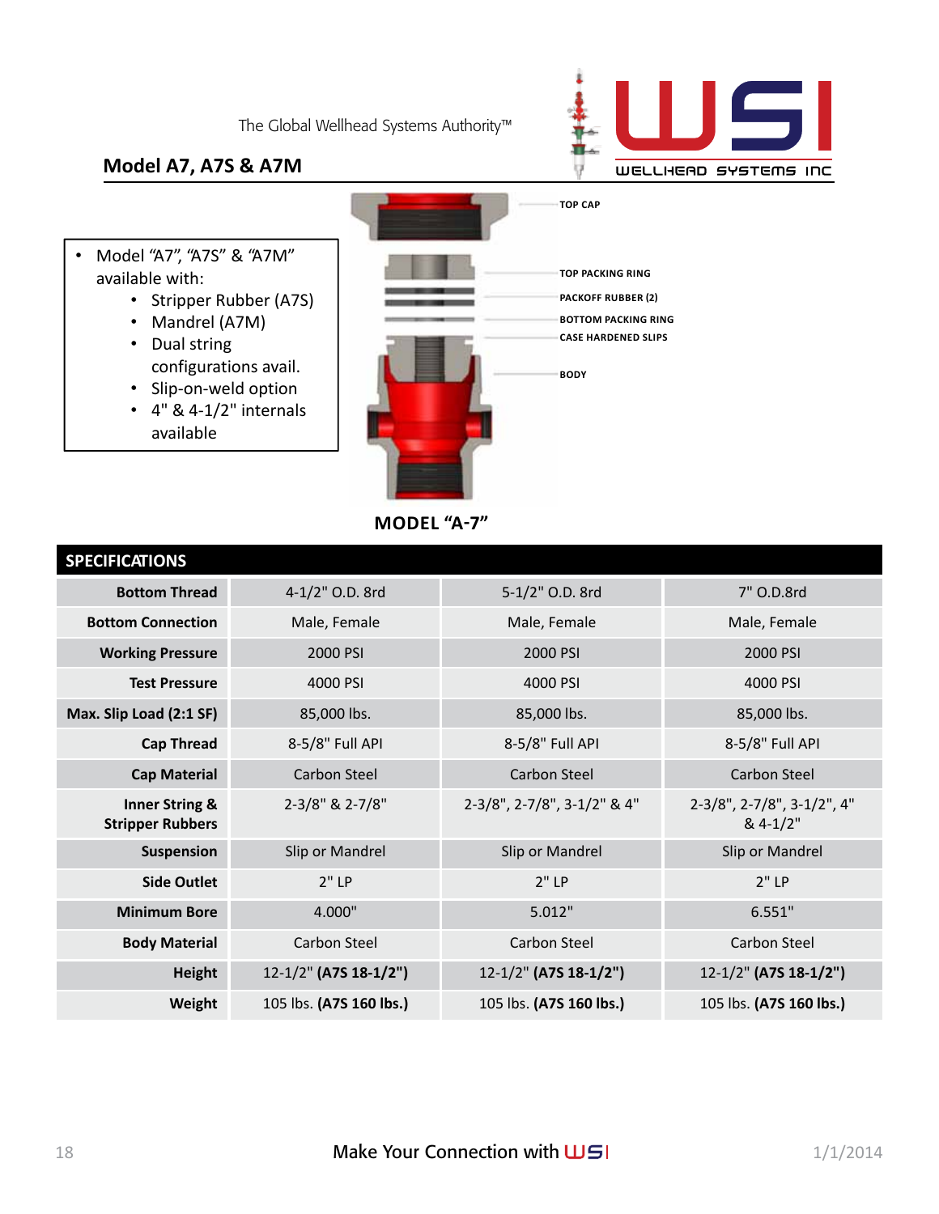The Global Wellhead Systems Authority™

## Model A7, A7S & A7M

- Model "A7", "A7S" & "A7M" available with:
  - Stripper Rubber (A7S)
  - Mandrel (A7M)
  - Dual string configurations avail.
  - Slip-on-weld option
  - 4" & 4-1/2" internals available

TOP CAP

TOP PACKING RING

PACKOFF RUBBER (2)

BOTTOM PACKING RING

CASE HARDENED SLIPS

BODY

**MODEL "A-7"**

| SPECIFICATIONS | | | |
|---|---|---|---|
| **Bottom Thread** | 4-1/2" O.D. 8rd | 5-1/2" O.D. 8rd | 7" O.D.8rd |
| **Bottom Connection** | Male, Female | Male, Female | Male, Female |
| **Working Pressure** | 2000 PSI | 2000 PSI | 2000 PSI |
| **Test Pressure** | 4000 PSI | 4000 PSI | 4000 PSI |
| **Max. Slip Load (2:1 SF)** | 85,000 lbs. | 85,000 lbs. | 85,000 lbs. |
| **Cap Thread** | 8-5/8" Full API | 8-5/8" Full API | 8-5/8" Full API |
| **Cap Material** | Carbon Steel | Carbon Steel | Carbon Steel |
| **Inner String & Stripper Rubbers** | 2-3/8" & 2-7/8" | 2-3/8", 2-7/8", 3-1/2" & 4" | 2-3/8", 2-7/8", 3-1/2", 4" & 4-1/2" |
| **Suspension** | Slip or Mandrel | Slip or Mandrel | Slip or Mandrel |
| **Side Outlet** | 2" LP | 2" LP | 2" LP |
| **Minimum Bore** | 4.000" | 5.012" | 6.551" |
| **Body Material** | Carbon Steel | Carbon Steel | Carbon Steel |
| **Height** | 12-1/2" **(A7S 18-1/2")** | 12-1/2" **(A7S 18-1/2")** | 12-1/2" **(A7S 18-1/2")** |
| **Weight** | 105 lbs. **(A7S 160 lbs.)** | 105 lbs. **(A7S 160 lbs.)** | 105 lbs. **(A7S 160 lbs.)** |

Make Your Connection with WSI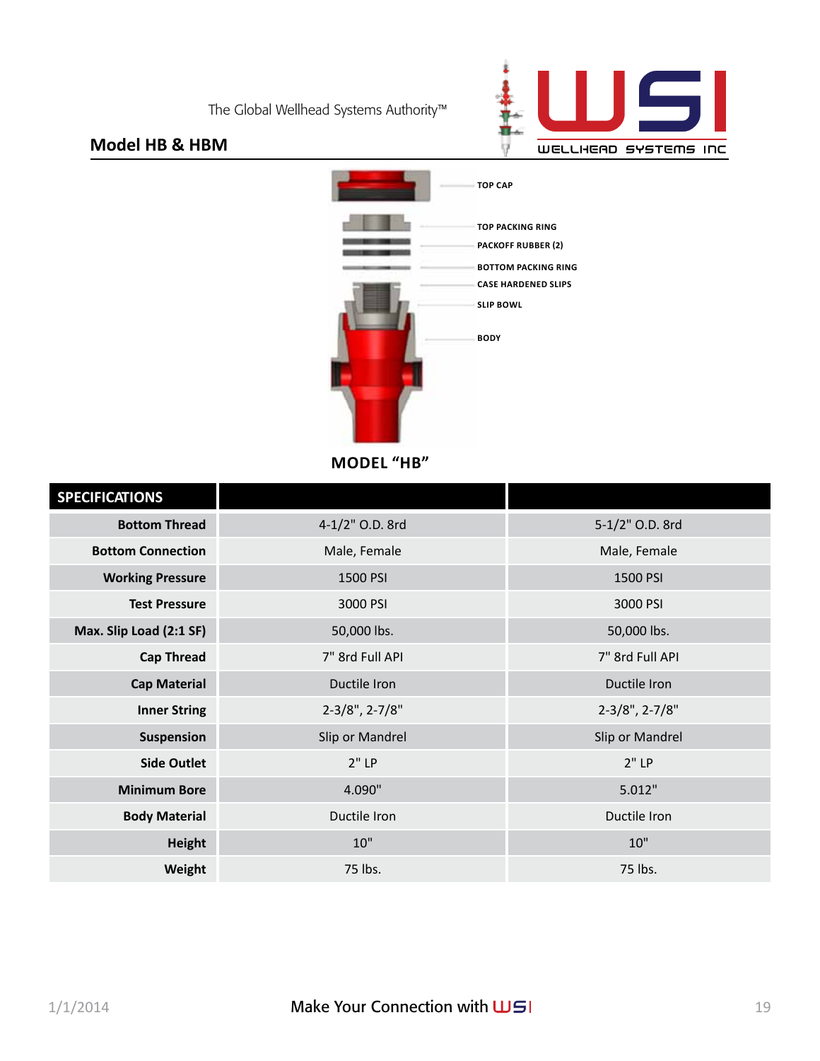The Global Wellhead Systems Authority™

## Model HB & HBM

TOP CAP

TOP PACKING RING

PACKOFF RUBBER (2)

BOTTOM PACKING RING

CASE HARDENED SLIPS

SLIP BOWL

BODY

**MODEL "HB"**

| SPECIFICATIONS | | |
|---|---|---|
| **Bottom Thread** | 4-1/2" O.D. 8rd | 5-1/2" O.D. 8rd |
| **Bottom Connection** | Male, Female | Male, Female |
| **Working Pressure** | 1500 PSI | 1500 PSI |
| **Test Pressure** | 3000 PSI | 3000 PSI |
| **Max. Slip Load (2:1 SF)** | 50,000 lbs. | 50,000 lbs. |
| **Cap Thread** | 7" 8rd Full API | 7" 8rd Full API |
| **Cap Material** | Ductile Iron | Ductile Iron |
| **Inner String** | 2-3/8", 2-7/8" | 2-3/8", 2-7/8" |
| **Suspension** | Slip or Mandrel | Slip or Mandrel |
| **Side Outlet** | 2" LP | 2" LP |
| **Minimum Bore** | 4.090" | 5.012" |
| **Body Material** | Ductile Iron | Ductile Iron |
| **Height** | 10" | 10" |
| **Weight** | 75 lbs. | 75 lbs. |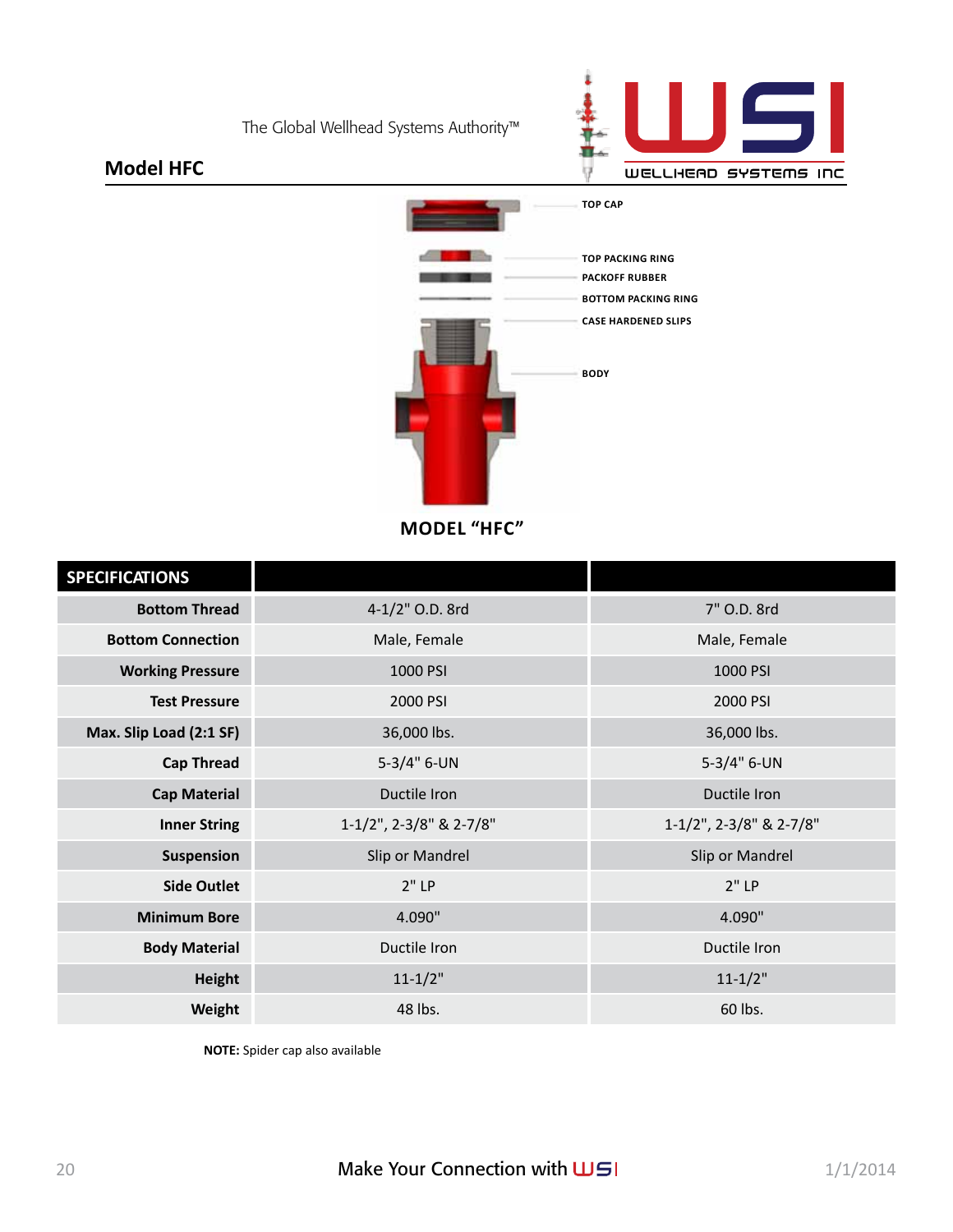The Global Wellhead Systems Authority™

## Model HFC

TOP CAP

TOP PACKING RING

PACKOFF RUBBER

BOTTOM PACKING RING

CASE HARDENED SLIPS

BODY

**MODEL "HFC"**

| SPECIFICATIONS | | |
|---|---|---|
| **Bottom Thread** | 4-1/2" O.D. 8rd | 7" O.D. 8rd |
| **Bottom Connection** | Male, Female | Male, Female |
| **Working Pressure** | 1000 PSI | 1000 PSI |
| **Test Pressure** | 2000 PSI | 2000 PSI |
| **Max. Slip Load (2:1 SF)** | 36,000 lbs. | 36,000 lbs. |
| **Cap Thread** | 5-3/4" 6-UN | 5-3/4" 6-UN |
| **Cap Material** | Ductile Iron | Ductile Iron |
| **Inner String** | 1-1/2", 2-3/8" & 2-7/8" | 1-1/2", 2-3/8" & 2-7/8" |
| **Suspension** | Slip or Mandrel | Slip or Mandrel |
| **Side Outlet** | 2" LP | 2" LP |
| **Minimum Bore** | 4.090" | 4.090" |
| **Body Material** | Ductile Iron | Ductile Iron |
| **Height** | 11-1/2" | 11-1/2" |
| **Weight** | 48 lbs. | 60 lbs. |

**NOTE:** Spider cap also available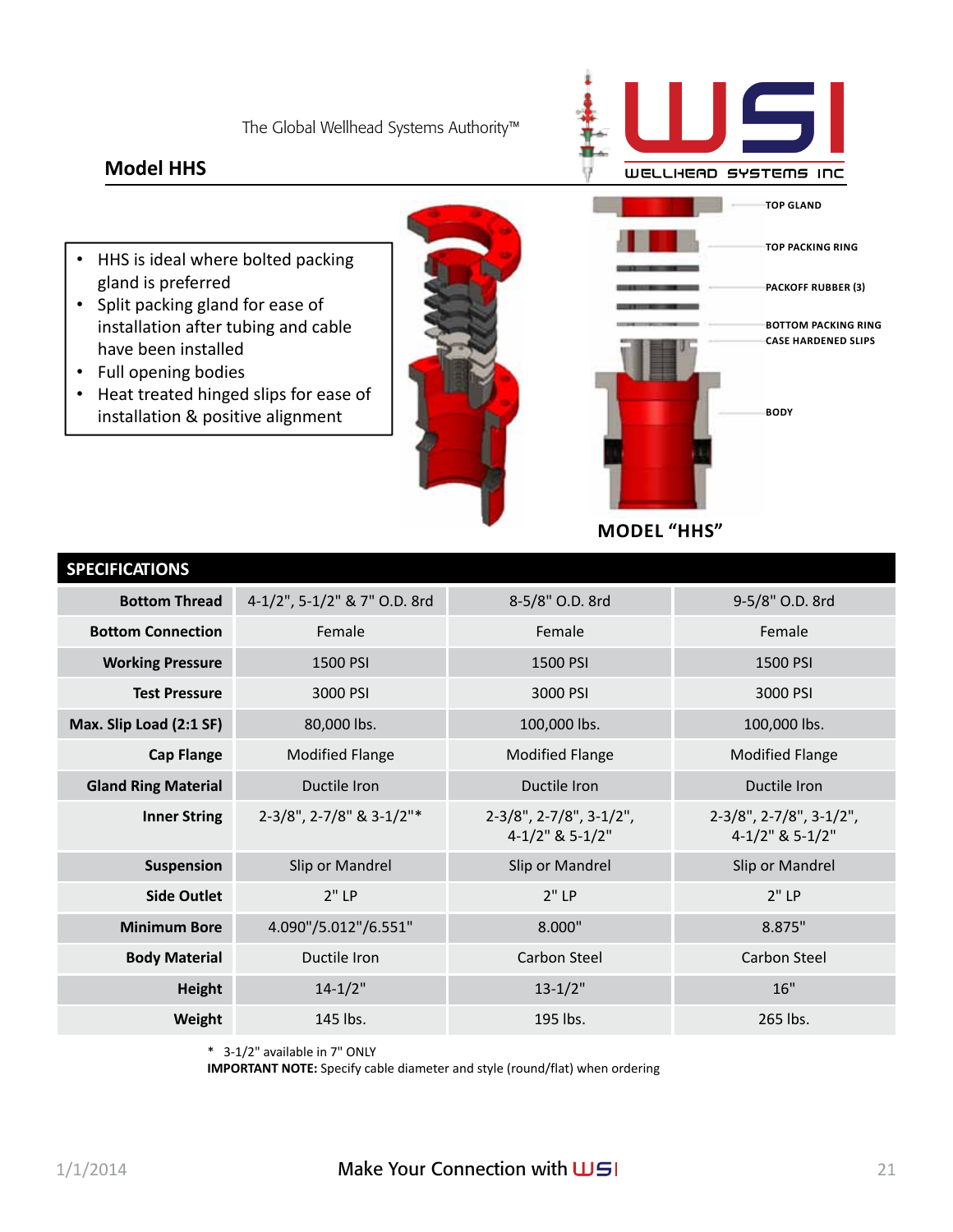## Model HHS

- HHS is ideal where bolted packing gland is preferred
- Split packing gland for ease of installation after tubing and cable have been installed
- Full opening bodies
- Heat treated hinged slips for ease of installation & positive alignment

TOP GLAND

TOP PACKING RING

PACKOFF RUBBER (3)

BOTTOM PACKING RING

CASE HARDENED SLIPS

BODY

**MODEL "HHS"**

| SPECIFICATIONS | | | |
|---|---|---|---|
| **Bottom Thread** | 4-1/2", 5-1/2" & 7" O.D. 8rd | 8-5/8" O.D. 8rd | 9-5/8" O.D. 8rd |
| **Bottom Connection** | Female | Female | Female |
| **Working Pressure** | 1500 PSI | 1500 PSI | 1500 PSI |
| **Test Pressure** | 3000 PSI | 3000 PSI | 3000 PSI |
| **Max. Slip Load (2:1 SF)** | 80,000 lbs. | 100,000 lbs. | 100,000 lbs. |
| **Cap Flange** | Modified Flange | Modified Flange | Modified Flange |
| **Gland Ring Material** | Ductile Iron | Ductile Iron | Ductile Iron |
| **Inner String** | 2-3/8", 2-7/8" & 3-1/2"* | 2-3/8", 2-7/8", 3-1/2", 4-1/2" & 5-1/2" | 2-3/8", 2-7/8", 3-1/2", 4-1/2" & 5-1/2" |
| **Suspension** | Slip or Mandrel | Slip or Mandrel | Slip or Mandrel |
| **Side Outlet** | 2" LP | 2" LP | 2" LP |
| **Minimum Bore** | 4.090"/5.012"/6.551" | 8.000" | 8.875" |
| **Body Material** | Ductile Iron | Carbon Steel | Carbon Steel |
| **Height** | 14-1/2" | 13-1/2" | 16" |
| **Weight** | 145 lbs. | 195 lbs. | 265 lbs. |

\* 3-1/2" available in 7" ONLY

**IMPORTANT NOTE:** Specify cable diameter and style (round/flat) when ordering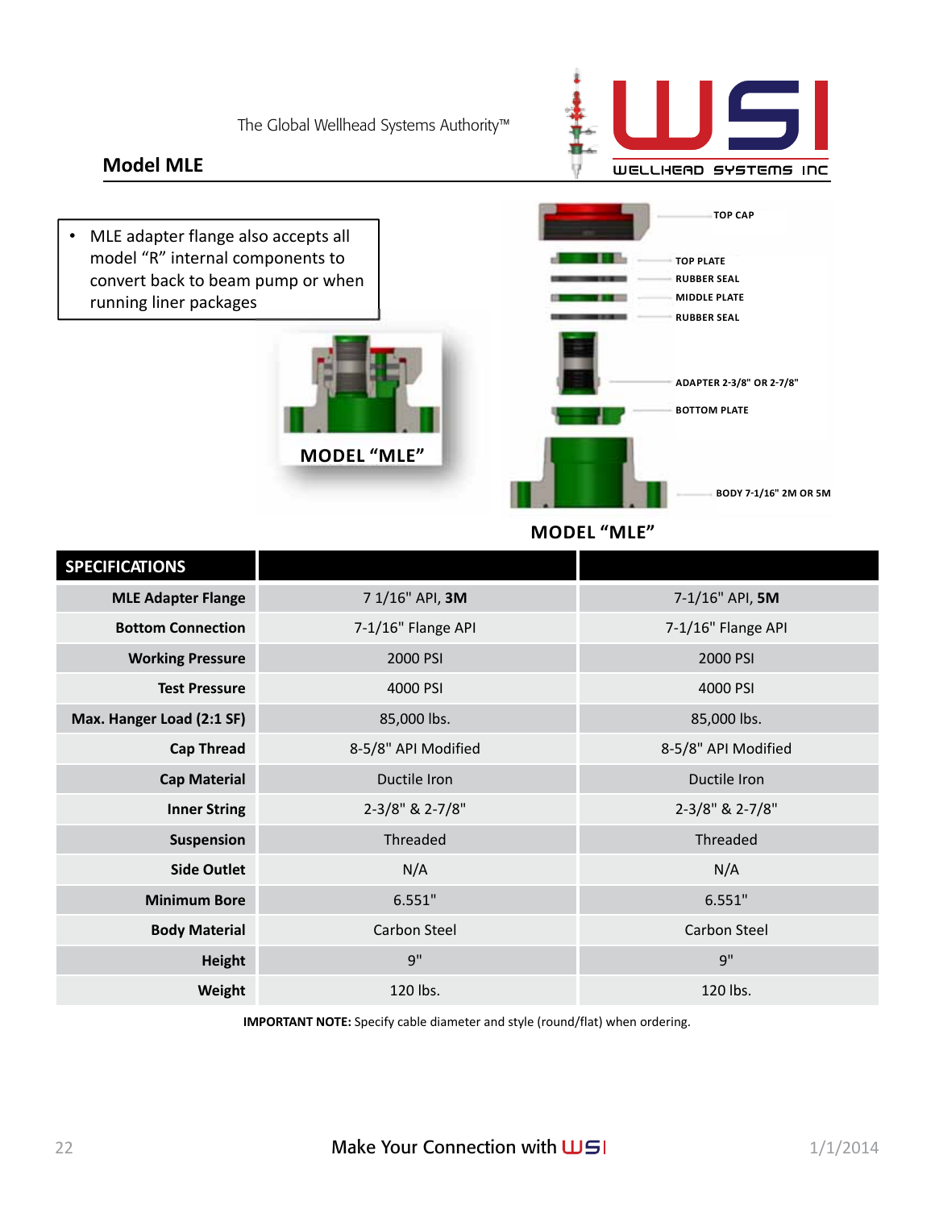The Global Wellhead Systems Authority™

## Model MLE

- MLE adapter flange also accepts all model "R" internal components to convert back to beam pump or when running liner packages

MODEL "MLE"

TOP CAP

TOP PLATE

RUBBER SEAL

MIDDLE PLATE

RUBBER SEAL

ADAPTER 2-3/8" OR 2-7/8"

BOTTOM PLATE

BODY 7-1/16" 2M OR 5M

MODEL "MLE"

| SPECIFICATIONS | | |
|---|---|---|
| MLE Adapter Flange | 7 1/16" API, **3M** | 7-1/16" API, **5M** |
| Bottom Connection | 7-1/16" Flange API | 7-1/16" Flange API |
| Working Pressure | 2000 PSI | 2000 PSI |
| Test Pressure | 4000 PSI | 4000 PSI |
| Max. Hanger Load (2:1 SF) | 85,000 lbs. | 85,000 lbs. |
| Cap Thread | 8-5/8" API Modified | 8-5/8" API Modified |
| Cap Material | Ductile Iron | Ductile Iron |
| Inner String | 2-3/8" & 2-7/8" | 2-3/8" & 2-7/8" |
| Suspension | Threaded | Threaded |
| Side Outlet | N/A | N/A |
| Minimum Bore | 6.551" | 6.551" |
| Body Material | Carbon Steel | Carbon Steel |
| Height | 9" | 9" |
| Weight | 120 lbs. | 120 lbs. |

**IMPORTANT NOTE:** Specify cable diameter and style (round/flat) when ordering.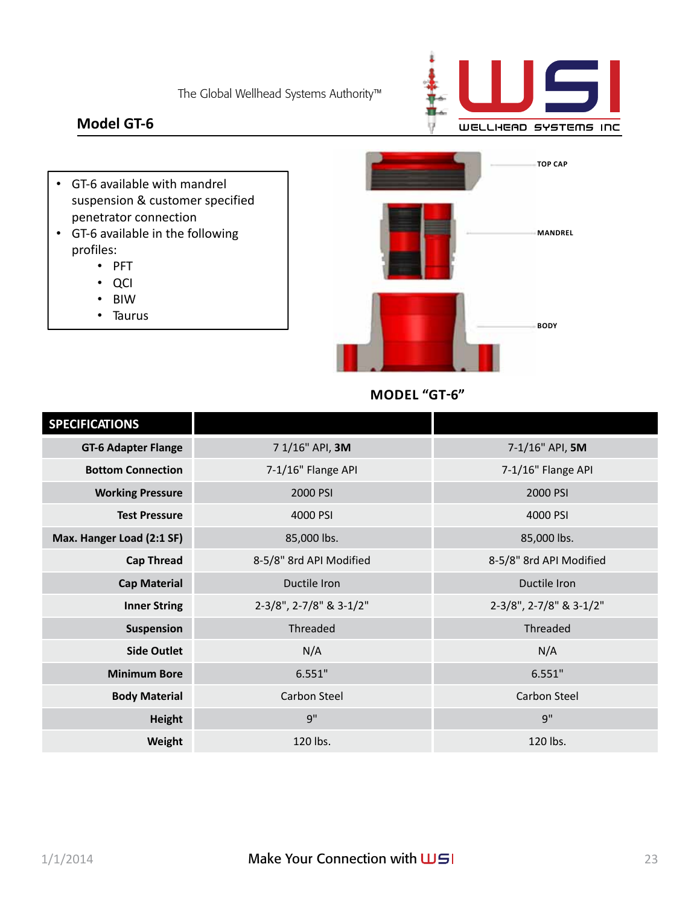The Global Wellhead Systems Authority™

## Model GT-6

- GT-6 available with mandrel suspension & customer specified penetrator connection
- GT-6 available in the following profiles:
  - PFT
  - QCI
  - BIW
  - Taurus

TOP CAP

MANDREL

BODY

**MODEL "GT-6"**

| SPECIFICATIONS | | |
|---|---|---|
| **GT-6 Adapter Flange** | 7 1/16" API, **3M** | 7-1/16" API, **5M** |
| **Bottom Connection** | 7-1/16" Flange API | 7-1/16" Flange API |
| **Working Pressure** | 2000 PSI | 2000 PSI |
| **Test Pressure** | 4000 PSI | 4000 PSI |
| **Max. Hanger Load (2:1 SF)** | 85,000 lbs. | 85,000 lbs. |
| **Cap Thread** | 8-5/8" 8rd API Modified | 8-5/8" 8rd API Modified |
| **Cap Material** | Ductile Iron | Ductile Iron |
| **Inner String** | 2-3/8", 2-7/8" & 3-1/2" | 2-3/8", 2-7/8" & 3-1/2" |
| **Suspension** | Threaded | Threaded |
| **Side Outlet** | N/A | N/A |
| **Minimum Bore** | 6.551" | 6.551" |
| **Body Material** | Carbon Steel | Carbon Steel |
| **Height** | 9" | 9" |
| **Weight** | 120 lbs. | 120 lbs. |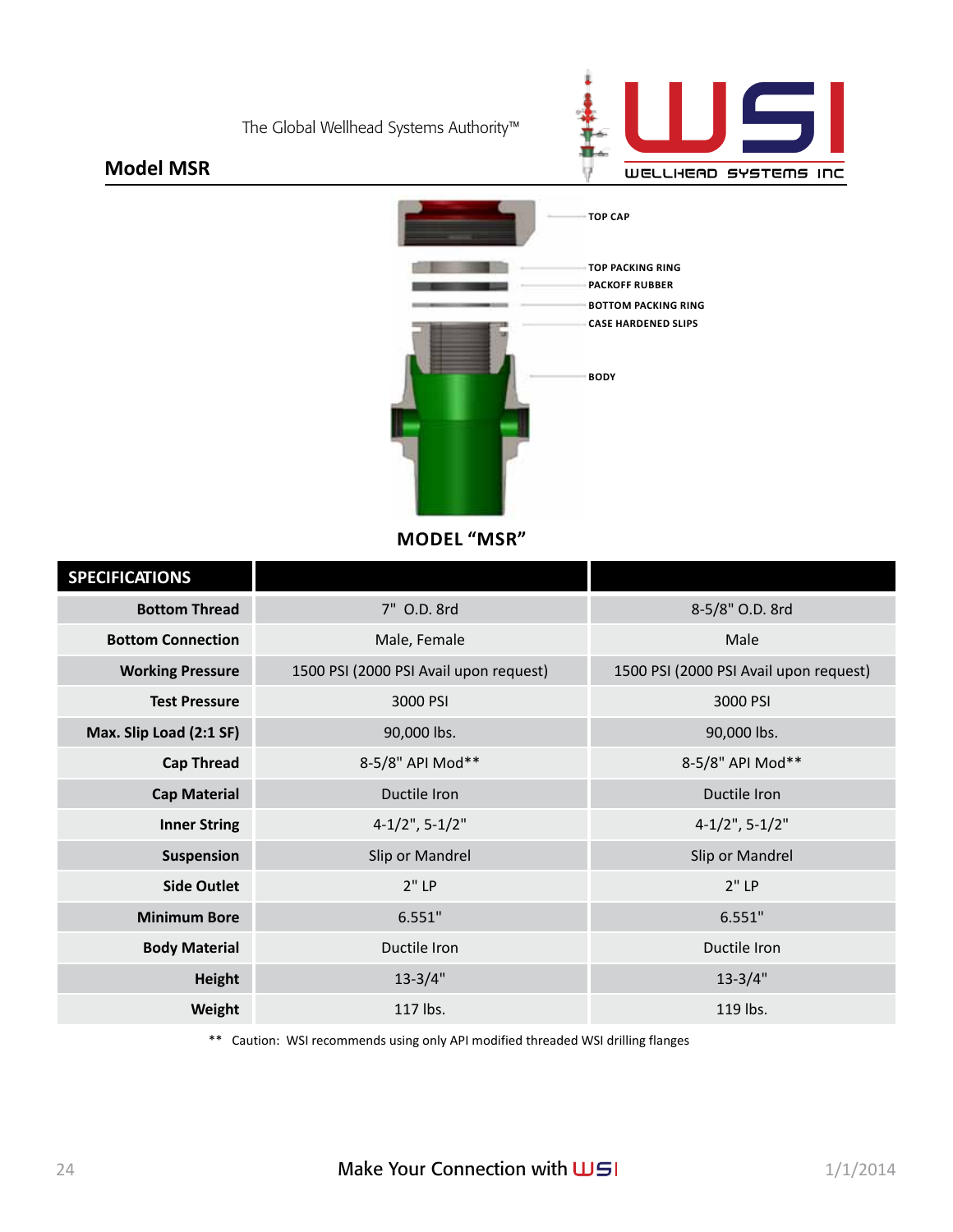The Global Wellhead Systems Authority™

## Model MSR

TOP CAP

TOP PACKING RING

PACKOFF RUBBER

BOTTOM PACKING RING

CASE HARDENED SLIPS

BODY

**MODEL "MSR"**

| SPECIFICATIONS | | |
|---|---|---|
| **Bottom Thread** | 7" O.D. 8rd | 8-5/8" O.D. 8rd |
| **Bottom Connection** | Male, Female | Male |
| **Working Pressure** | 1500 PSI (2000 PSI Avail upon request) | 1500 PSI (2000 PSI Avail upon request) |
| **Test Pressure** | 3000 PSI | 3000 PSI |
| **Max. Slip Load (2:1 SF)** | 90,000 lbs. | 90,000 lbs. |
| **Cap Thread** | 8-5/8" API Mod** | 8-5/8" API Mod** |
| **Cap Material** | Ductile Iron | Ductile Iron |
| **Inner String** | 4-1/2", 5-1/2" | 4-1/2", 5-1/2" |
| **Suspension** | Slip or Mandrel | Slip or Mandrel |
| **Side Outlet** | 2" LP | 2" LP |
| **Minimum Bore** | 6.551" | 6.551" |
| **Body Material** | Ductile Iron | Ductile Iron |
| **Height** | 13-3/4" | 13-3/4" |
| **Weight** | 117 lbs. | 119 lbs. |

** Caution: WSI recommends using only API modified threaded WSI drilling flanges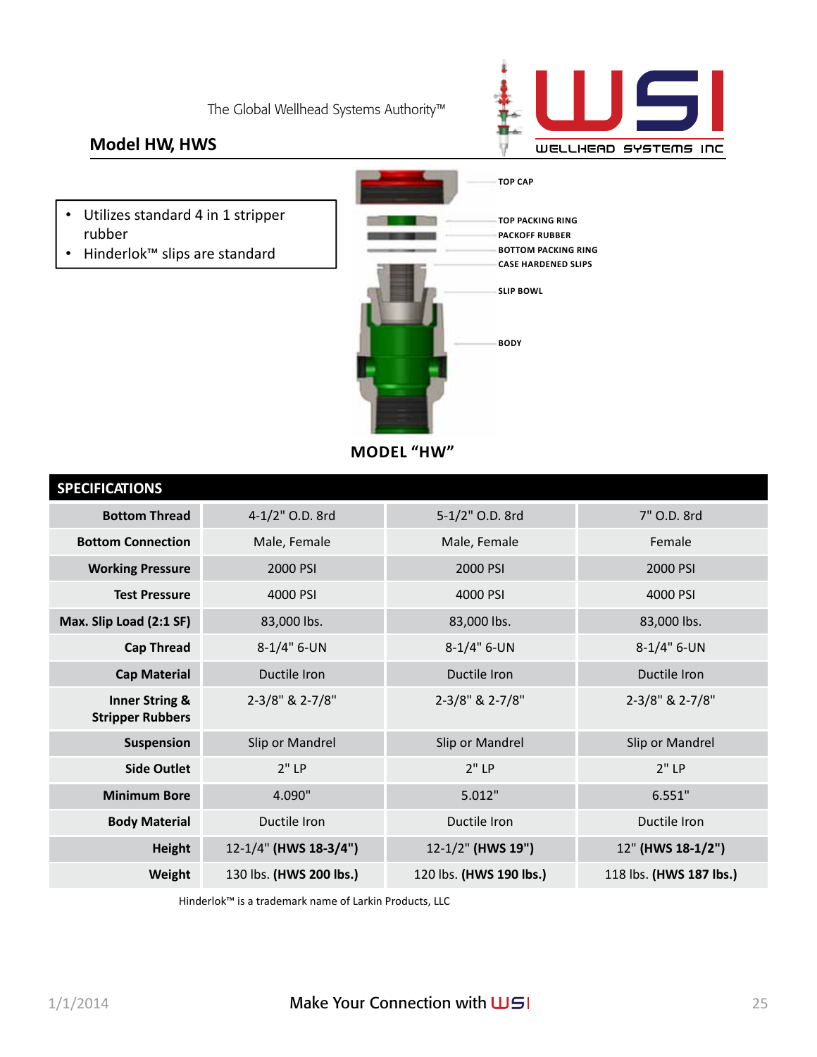The Global Wellhead Systems Authority™

## Model HW, HWS

- Utilizes standard 4 in 1 stripper rubber
- Hinderlok™ slips are standard

TOP CAP

TOP PACKING RING

PACKOFF RUBBER

BOTTOM PACKING RING

CASE HARDENED SLIPS

SLIP BOWL

BODY

**MODEL "HW"**

| SPECIFICATIONS | | | |
|---|---|---|---|
| **Bottom Thread** | 4-1/2" O.D. 8rd | 5-1/2" O.D. 8rd | 7" O.D. 8rd |
| **Bottom Connection** | Male, Female | Male, Female | Female |
| **Working Pressure** | 2000 PSI | 2000 PSI | 2000 PSI |
| **Test Pressure** | 4000 PSI | 4000 PSI | 4000 PSI |
| **Max. Slip Load (2:1 SF)** | 83,000 lbs. | 83,000 lbs. | 83,000 lbs. |
| **Cap Thread** | 8-1/4" 6-UN | 8-1/4" 6-UN | 8-1/4" 6-UN |
| **Cap Material** | Ductile Iron | Ductile Iron | Ductile Iron |
| **Inner String & Stripper Rubbers** | 2-3/8" & 2-7/8" | 2-3/8" & 2-7/8" | 2-3/8" & 2-7/8" |
| **Suspension** | Slip or Mandrel | Slip or Mandrel | Slip or Mandrel |
| **Side Outlet** | 2" LP | 2" LP | 2" LP |
| **Minimum Bore** | 4.090" | 5.012" | 6.551" |
| **Body Material** | Ductile Iron | Ductile Iron | Ductile Iron |
| **Height** | 12-1/4" **(HWS 18-3/4")** | 12-1/2" **(HWS 19")** | 12" **(HWS 18-1/2")** |
| **Weight** | 130 lbs. **(HWS 200 lbs.)** | 120 lbs. **(HWS 190 lbs.)** | 118 lbs. **(HWS 187 lbs.)** |

Hinderlok™ is a trademark name of Larkin Products, LLC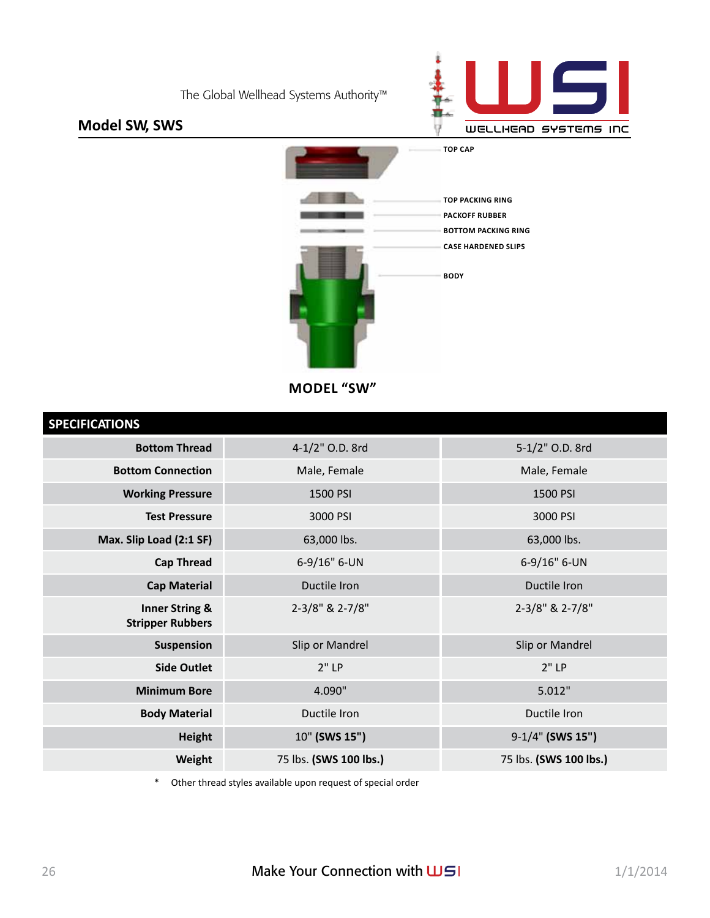The Global Wellhead Systems Authority™

## Model SW, SWS

TOP CAP

TOP PACKING RING

PACKOFF RUBBER

BOTTOM PACKING RING

CASE HARDENED SLIPS

BODY

**MODEL "SW"**

| SPECIFICATIONS | | |
|---|---|---|
| **Bottom Thread** | 4-1/2" O.D. 8rd | 5-1/2" O.D. 8rd |
| **Bottom Connection** | Male, Female | Male, Female |
| **Working Pressure** | 1500 PSI | 1500 PSI |
| **Test Pressure** | 3000 PSI | 3000 PSI |
| **Max. Slip Load (2:1 SF)** | 63,000 lbs. | 63,000 lbs. |
| **Cap Thread** | 6-9/16" 6-UN | 6-9/16" 6-UN |
| **Cap Material** | Ductile Iron | Ductile Iron |
| **Inner String & Stripper Rubbers** | 2-3/8" & 2-7/8" | 2-3/8" & 2-7/8" |
| **Suspension** | Slip or Mandrel | Slip or Mandrel |
| **Side Outlet** | 2" LP | 2" LP |
| **Minimum Bore** | 4.090" | 5.012" |
| **Body Material** | Ductile Iron | Ductile Iron |
| **Height** | 10" **(SWS 15")** | 9-1/4" **(SWS 15")** |
| **Weight** | 75 lbs. **(SWS 100 lbs.)** | 75 lbs. **(SWS 100 lbs.)** |

\* Other thread styles available upon request of special order

Make Your Connection with WSI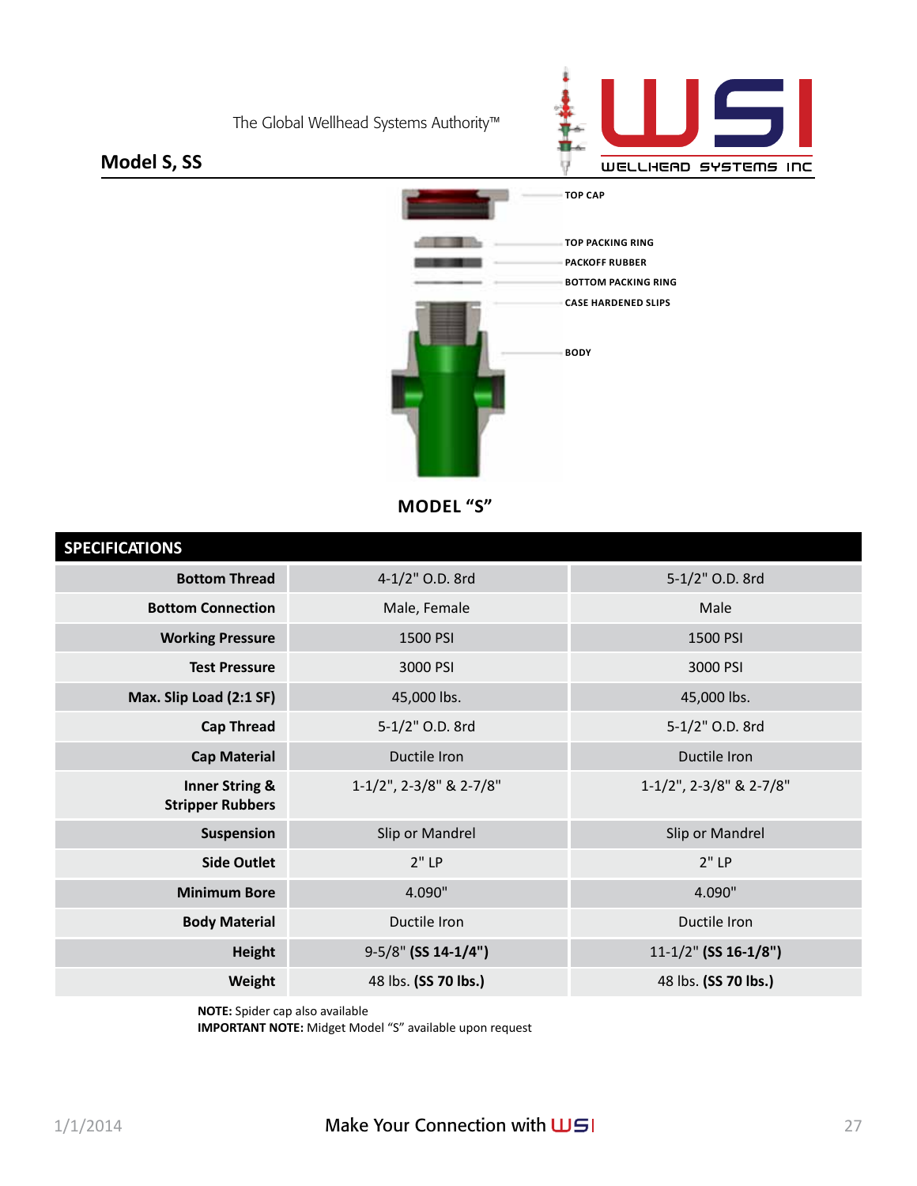The Global Wellhead Systems Authority™

## Model S, SS

TOP CAP

TOP PACKING RING

PACKOFF RUBBER

BOTTOM PACKING RING

CASE HARDENED SLIPS

BODY

**MODEL "S"**

| SPECIFICATIONS | | |
|---|---|---|
| **Bottom Thread** | 4-1/2" O.D. 8rd | 5-1/2" O.D. 8rd |
| **Bottom Connection** | Male, Female | Male |
| **Working Pressure** | 1500 PSI | 1500 PSI |
| **Test Pressure** | 3000 PSI | 3000 PSI |
| **Max. Slip Load (2:1 SF)** | 45,000 lbs. | 45,000 lbs. |
| **Cap Thread** | 5-1/2" O.D. 8rd | 5-1/2" O.D. 8rd |
| **Cap Material** | Ductile Iron | Ductile Iron |
| **Inner String & Stripper Rubbers** | 1-1/2", 2-3/8" & 2-7/8" | 1-1/2", 2-3/8" & 2-7/8" |
| **Suspension** | Slip or Mandrel | Slip or Mandrel |
| **Side Outlet** | 2" LP | 2" LP |
| **Minimum Bore** | 4.090" | 4.090" |
| **Body Material** | Ductile Iron | Ductile Iron |
| **Height** | 9-5/8" **(SS 14-1/4")** | 11-1/2" **(SS 16-1/8")** |
| **Weight** | 48 lbs. **(SS 70 lbs.)** | 48 lbs. **(SS 70 lbs.)** |

**NOTE:** Spider cap also available
**IMPORTANT NOTE:** Midget Model "S" available upon request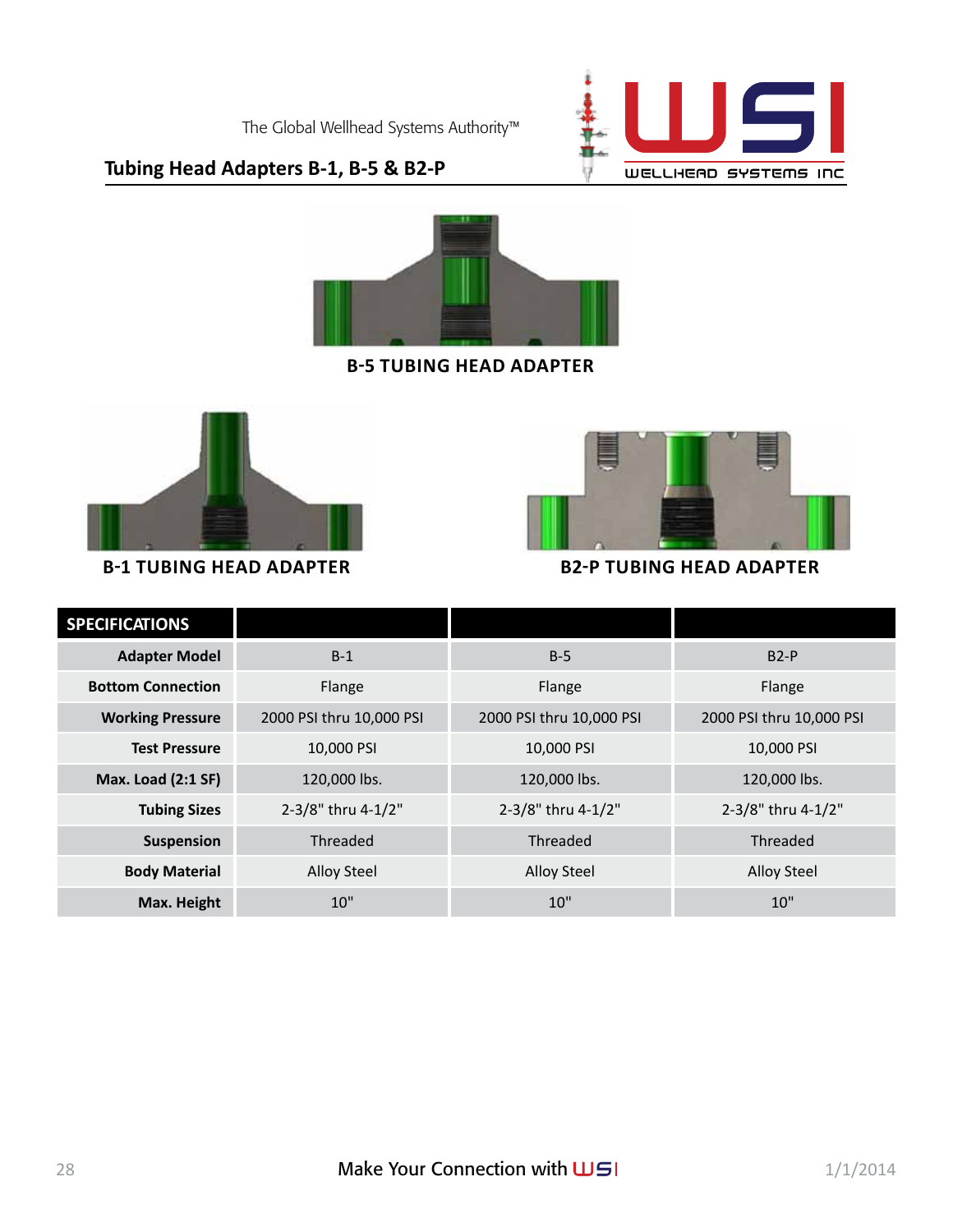The Global Wellhead Systems Authority™

## Tubing Head Adapters B-1, B-5 & B2-P

B-5 TUBING HEAD ADAPTER

B-1 TUBING HEAD ADAPTER

B2-P TUBING HEAD ADAPTER

| SPECIFICATIONS | | | |
|---|---|---|---|
| **Adapter Model** | B-1 | B-5 | B2-P |
| **Bottom Connection** | Flange | Flange | Flange |
| **Working Pressure** | 2000 PSI thru 10,000 PSI | 2000 PSI thru 10,000 PSI | 2000 PSI thru 10,000 PSI |
| **Test Pressure** | 10,000 PSI | 10,000 PSI | 10,000 PSI |
| **Max. Load (2:1 SF)** | 120,000 lbs. | 120,000 lbs. | 120,000 lbs. |
| **Tubing Sizes** | 2-3/8" thru 4-1/2" | 2-3/8" thru 4-1/2" | 2-3/8" thru 4-1/2" |
| **Suspension** | Threaded | Threaded | Threaded |
| **Body Material** | Alloy Steel | Alloy Steel | Alloy Steel |
| **Max. Height** | 10" | 10" | 10" |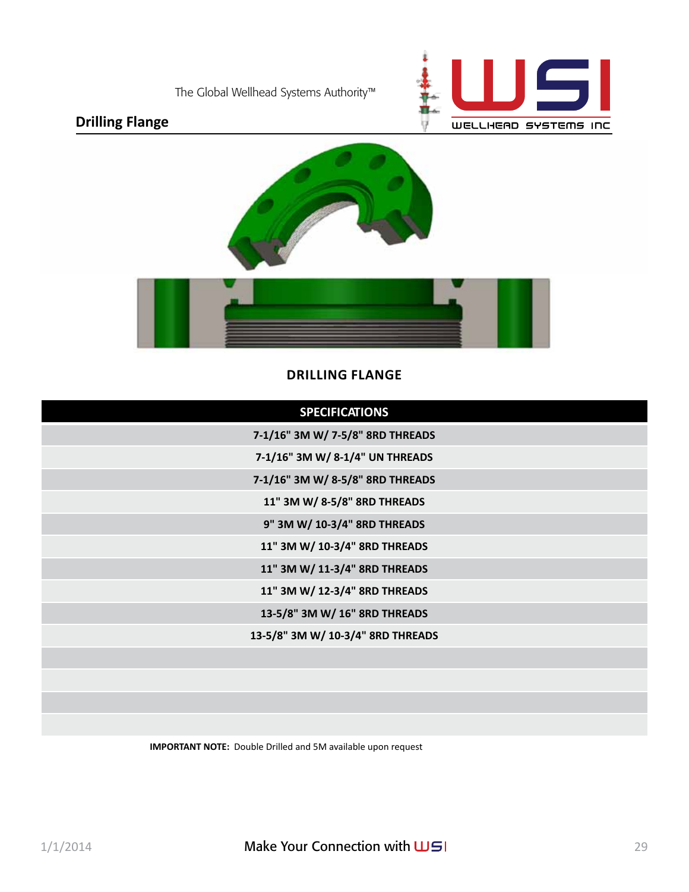## Drilling Flange

**DRILLING FLANGE**

| SPECIFICATIONS |
| --- |
| 7-1/16" 3M W/ 7-5/8" 8RD THREADS |
| 7-1/16" 3M W/ 8-1/4" UN THREADS |
| 7-1/16" 3M W/ 8-5/8" 8RD THREADS |
| 11" 3M W/ 8-5/8" 8RD THREADS |
| 9" 3M W/ 10-3/4" 8RD THREADS |
| 11" 3M W/ 10-3/4" 8RD THREADS |
| 11" 3M W/ 11-3/4" 8RD THREADS |
| 11" 3M W/ 12-3/4" 8RD THREADS |
| 13-5/8" 3M W/ 16" 8RD THREADS |
| 13-5/8" 3M W/ 10-3/4" 8RD THREADS |
| |
| |
| |
| |

**IMPORTANT NOTE:** Double Drilled and 5M available upon request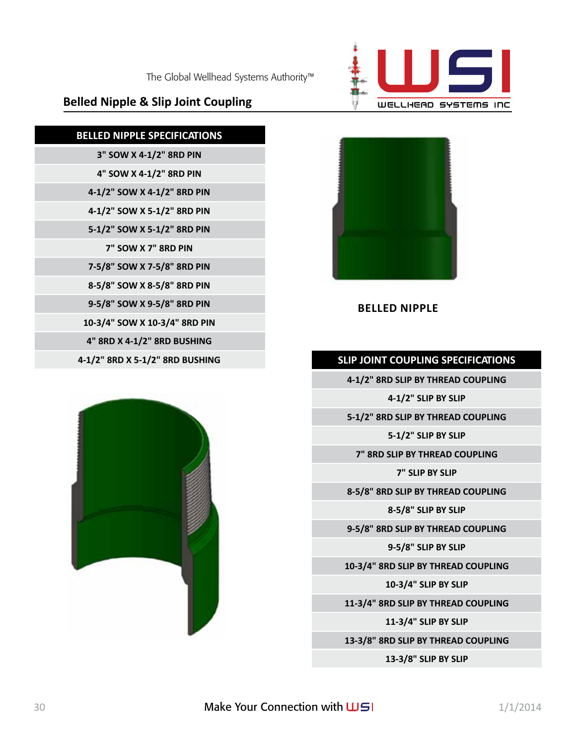The Global Wellhead Systems Authority™

WSI WELLHEAD SYSTEMS INC

## Belled Nipple & Slip Joint Coupling

| BELLED NIPPLE SPECIFICATIONS |
|---|
| 3" SOW X 4-1/2" 8RD PIN |
| 4" SOW X 4-1/2" 8RD PIN |
| 4-1/2" SOW X 4-1/2" 8RD PIN |
| 4-1/2" SOW X 5-1/2" 8RD PIN |
| 5-1/2" SOW X 5-1/2" 8RD PIN |
| 7" SOW X 7" 8RD PIN |
| 7-5/8" SOW X 7-5/8" 8RD PIN |
| 8-5/8" SOW X 8-5/8" 8RD PIN |
| 9-5/8" SOW X 9-5/8" 8RD PIN |
| 10-3/4" SOW X 10-3/4" 8RD PIN |
| 4" 8RD X 4-1/2" 8RD BUSHING |
| 4-1/2" 8RD X 5-1/2" 8RD BUSHING |

**BELLED NIPPLE**

| SLIP JOINT COUPLING SPECIFICATIONS |
|---|
| 4-1/2" 8RD SLIP BY THREAD COUPLING |
| 4-1/2" SLIP BY SLIP |
| 5-1/2" 8RD SLIP BY THREAD COUPLING |
| 5-1/2" SLIP BY SLIP |
| 7" 8RD SLIP BY THREAD COUPLING |
| 7" SLIP BY SLIP |
| 8-5/8" 8RD SLIP BY THREAD COUPLING |
| 8-5/8" SLIP BY SLIP |
| 9-5/8" 8RD SLIP BY THREAD COUPLING |
| 9-5/8" SLIP BY SLIP |
| 10-3/4" 8RD SLIP BY THREAD COUPLING |
| 10-3/4" SLIP BY SLIP |
| 11-3/4" 8RD SLIP BY THREAD COUPLING |
| 11-3/4" SLIP BY SLIP |
| 13-3/8" 8RD SLIP BY THREAD COUPLING |
| 13-3/8" SLIP BY SLIP |

Make Your Connection with WSI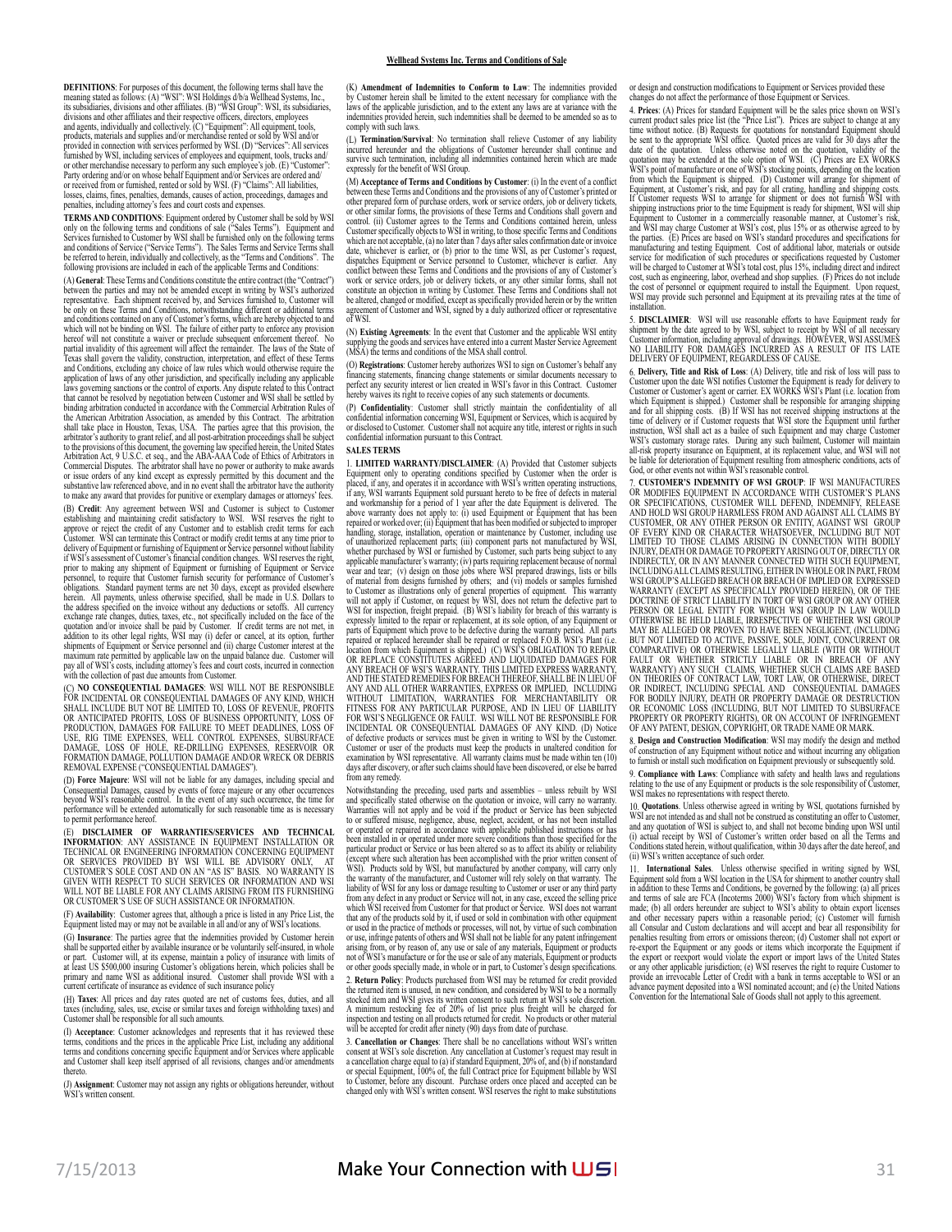# Wellhead Systems Inc. Terms and Conditions of Sale

**DEFINITIONS**: For purposes of this document, the following terms shall have the meaning stated as follows: (A) "WSI": WSI Holdings d/b/a Wellhead Systems, Inc., its subsidiaries, divisions and other affiliates. (B) "WSI Group": WSI, its subsidiaries, divisions and other affiliates and their respective officers, directors, employees and agents, individually and collectively. (C) "Equipment": All equipment, tools, products, materials and supplies and/or merchandise rented or sold by WSI and/or provided in connection with services performed by WSI. (D) "Services": All services furnished by WSI, including services of employees and equipment, tools, trucks and/or other merchandise necessary to perform any such employee's job. (E) "Customer": Party ordering and/or on whose behalf Equipment and/or Services are ordered and/or received from or furnished, rented or sold by WSI. (F) "Claims": All liabilities, losses, claims, fines, penalties, demands, causes of action, proceedings, damages and penalties, including attorney's fees and court costs and expenses.

**TERMS AND CONDITIONS**: Equipment ordered by Customer shall be sold by WSI only on the following terms and conditions of sale ("Sales Terms"). Equipment and Services furnished to Customer by WSI shall be furnished only on the following terms and conditions of Service ("Service Terms"). The Sales Terms and Service Terms shall be referred to herein, individually and collectively, as the "Terms and Conditions". The following provisions are included in each of the applicable Terms and Conditions:

(A) **General**: These Terms and Conditions constitute the entire contract (the "Contract") between the parties and may not be amended except in writing by WSI's authorized representative. Each shipment received by, and Services furnished to, Customer will be only on these Terms and Conditions, notwithstanding different or additional terms and conditions contained on any of Customer's forms, which are hereby objected to and which will not be binding on WSI. The failure of either party to enforce any provision hereof will not constitute a waiver or preclude subsequent enforcement thereof. No partial invalidity of this agreement will affect the remainder. The laws of the State of Texas shall govern the validity, construction, interpretation, and effect of these Terms and Conditions, excluding any choice of law rules which would otherwise require the application of laws of any other jurisdiction, and specifically including any applicable laws governing sanctions or the control of exports. Any dispute related to this Contract that cannot be resolved by negotiation between Customer and WSI shall be settled by binding arbitration conducted in accordance with the Commercial Arbitration Rules of the American Arbitration Association, as amended by this Contract. The arbitration shall take place in Houston, Texas, USA. The parties agree that this provision, the arbitrator's authority to grant relief, and all post-arbitration proceedings shall be subject to the provisions of this document, the governing law specified herein, the United States Arbitration Act, 9 U.S.C. et seq., and the ABA-AAA Code of Ethics of Arbitrators in Commercial Disputes. The arbitrator shall have no power or authority to make awards or issue orders of any kind except as expressly permitted by this document and the substantive law referenced above, and in no event shall the arbitrator have the authority to make any award that provides for punitive or exemplary damages or attorneys' fees.

(B) **Credit**: Any agreement between WSI and Customer is subject to Customer establishing and maintaining credit satisfactory to WSI. WSI reserves the right to approve or reject the credit of any Customer and to establish credit terms for each Customer. WSI can terminate this Contract or modify credit terms at any time prior to delivery of Equipment or furnishing of Equipment or Service personnel without liability if WSI's assessment of Customer's financial condition changes. WSI reserves the right, prior to making any shipment of Equipment or furnishing of Equipment or Service personnel, to require that Customer furnish security for performance of Customer's obligations. Standard payment terms are net 30 days, except as provided elsewhere herein. All payments, unless otherwise specified, shall be made in U.S. Dollars to the address specified on the invoice without any deductions or setoffs. All currency exchange rate changes, duties, taxes, etc., not specifically included on the face of the quotation and/or invoice shall be paid by Customer. If credit terms are not met, in addition to its other legal rights, WSI may (i) defer or cancel, at its option, further shipments of Equipment or Service personnel and (ii) charge Customer interest at the maximum rate permitted by applicable law on the unpaid balance due. Customer will pay all of WSI's costs, including attorney's fees and court costs, incurred in connection with the collection of past due amounts from Customer.

(C) **NO CONSEQUENTIAL DAMAGES**: WSI WILL NOT BE RESPONSIBLE FOR INCIDENTAL OR CONSEQUENTIAL DAMAGES OF ANY KIND, WHICH SHALL INCLUDE BUT NOT BE LIMITED TO, LOSS OF REVENUE, PROFITS OR ANTICIPATED PROFITS, LOSS OF BUSINESS OPPORTUNITY, LOSS OF PRODUCTION, DAMAGES FOR FAILURE TO MEET DEADLINES, LOSS OF USE, RIG TIME EXPENSES, WELL CONTROL EXPENSES, SUBSURFACE DAMAGE, LOSS OF HOLE, RE-DRILLING EXPENSES, RESERVOIR OR FORMATION DAMAGE, POLLUTION DAMAGE AND/OR WRECK OR DEBRIS REMOVAL EXPENSE ("CONSEQUENTIAL DAMAGES").

(D) **Force Majeure**: WSI will not be liable for any damages, including special and Consequential Damages, caused by events of force majeure or any other occurrences beyond WSI's reasonable control. In the event of any such occurrence, the time for performance will be extended automatically for such reasonable time as is necessary to permit performance hereof.

(E) **DISCLAIMER OF WARRANTIES/SERVICES AND TECHNICAL INFORMATION**: ANY ASSISTANCE IN EQUIPMENT INSTALLATION OR TECHNICAL OR ENGINEERING INFORMATION CONCERNING EQUIPMENT OR SERVICES PROVIDED BY WSI WILL BE ADVISORY ONLY, AT CUSTOMER'S SOLE COST AND ON AN "AS IS" BASIS. NO WARRANTY IS GIVEN WITH RESPECT TO SUCH SERVICES OR INFORMATION AND WSI WILL NOT BE LIABLE FOR ANY CLAIMS ARISING FROM ITS FURNISHING OR CUSTOMER'S USE OF SUCH ASSISTANCE OR INFORMATION.

(F) **Availability**: Customer agrees that, although a price is listed in any Price List, the Equipment listed may or may not be available in all and/or any of WSI's locations.

(G) **Insurance**: The parties agree that the indemnities provided by Customer herein shall be supported either by available insurance or be voluntarily self-insured, in whole or part. Customer will, at its expense, maintain a policy of insurance with limits of at least US $500,000 insuring Customer's obligations herein, which policies shall be primary and name WSI as additional insured. Customer shall provide WSI with a current certificate of insurance as evidence of such insurance policy

(H) **Taxes**: All prices and day rates quoted are net of customs fees, duties, and all taxes (including, sales, use, excise or similar taxes and foreign withholding taxes) and Customer shall be responsible for all such amounts.

(I) **Acceptance**: Customer acknowledges and represents that it has reviewed these terms, conditions and the prices in the applicable Price List, including any additional terms and conditions concerning specific Equipment and/or Services where applicable and Customer shall keep itself apprised of all revisions, changes and/or amendments thereto.

(J) **Assignment**: Customer may not assign any rights or obligations hereunder, without WSI's written consent.

(K) **Amendment of Indemnities to Conform to Law**: The indemnities provided by Customer herein shall be limited to the extent necessary for compliance with the laws of the applicable jurisdiction, and to the extent any laws are at variance with the indemnities provided herein, such indemnities shall be deemed to be amended so as to comply with such laws.

(L) **Termination/Survival**: No termination shall relieve Customer of any liability incurred hereunder and the obligations of Customer hereunder shall continue and survive such termination, including all indemnities contained herein which are made expressly for the benefit of WSI Group.

(M) **Acceptance of Terms and Conditions by Customer**: (i) In the event of a conflict between these Terms and Conditions and the provisions of any of Customer's printed or other prepared form of purchase orders, work or service orders, job or delivery tickets, or other similar forms, the provisions of these Terms and Conditions shall govern and control. (ii) Customer agrees to the Terms and Conditions contained herein, unless Customer specifically objects to WSI in writing, to those specific Terms and Conditions which are not acceptable, (a) no later than 7 days after sales confirmation date or invoice date, whichever is earlier, or (b) prior to the time WSI, as per Customer's request, dispatches Equipment or Service personnel to Customer, whichever is earlier. Any conflict between these Terms and Conditions and the provisions of any of Customer's work or service orders, job or delivery tickets, or any other similar forms, shall not constitute an objection in writing by Customer. These Terms and Conditions shall not be altered, changed or modified, except as specifically provided herein or by the written agreement of Customer and WSI, signed by a duly authorized officer or representative of WSI.

(N) **Existing Agreements**: In the event that Customer and the applicable WSI entity supplying the goods and services have entered into a current Master Service Agreement (MSA) the terms and conditions of the MSA shall control.

(O) **Registrations**: Customer hereby authorizes WSI to sign on Customer's behalf any financing statements, financing change statements or similar documents necessary to perfect any security interest or lien created in WSI's favor in this Contract. Customer hereby waives its right to receive copies of any such statements or documents.

(P) **Confidentiality**: Customer shall strictly maintain the confidentiality of all confidential information concerning WSI, Equipment or Services, which is acquired by or disclosed to Customer. Customer shall not acquire any title, interest or rights in such confidential information pursuant to this Contract.

## SALES TERMS

1. **LIMITED WARRANTY/DISCLAIMER**: (A) Provided that Customer subjects Equipment only to operating conditions specified by Customer when the order is placed, if any, and operates it in accordance with WSI's written operating instructions, if any, WSI warrants Equipment sold pursuant hereto to be free of defects in material and workmanship for a period of 1 year after the date Equipment is delivered. The above warranty does not apply to: (i) used Equipment or Equipment that has been repaired or worked over; (ii) Equipment that has been modified or subjected to improper handling, storage, installation, operation or maintenance by Customer, including use of unauthorized replacement parts; (iii) component parts not manufactured by WSI, whether purchased by WSI or furnished by Customer, such parts being subject to any applicable manufacturer's warranty; (iv) parts requiring replacement because of normal wear and tear; (v) design on those jobs where WSI prepared drawings, lists or bills of material from designs furnished by others; and (vi) models or samples furnished to Customer as illustrations only of general properties of equipment. This warranty will not apply if Customer, on request by WSI, does not return the defective part to WSI for inspection, freight prepaid. (B) WSI's liability for breach of this warranty is expressly limited to the repair or replacement, at its sole option, of any Equipment or parts of Equipment which prove to be defective during the warranty period. All parts repaired or replaced hereunder shall be repaired or replaced F.O.B. WSI's Plant (i.e. location from which Equipment is shipped.) (C) WSI'S OBLIGATION TO REPAIR OR REPLACE CONSTITUTES AGREED AND LIQUIDATED DAMAGES FOR ANY BREACH OF WSI'S WARRANTY. THIS LIMITED EXPRESS WARRANTY, AND THE STATED REMEDIES FOR BREACH THEREOF, SHALL BE IN LIEU OF ANY AND ALL OTHER WARRANTIES, EXPRESS OR IMPLIED, INCLUDING WITHOUT LIMITATION, WARRANTIES FOR MERCHANTABILITY OR FITNESS FOR ANY PARTICULAR PURPOSE, AND IN LIEU OF LIABILITY FOR WSI'S NEGLIGENCE OR FAULT. WSI WILL NOT BE RESPONSIBLE FOR INCIDENTAL OR CONSEQUENTIAL DAMAGES OF ANY KIND. (D) Notice of defective products or services must be given in writing to WSI by the Customer. Customer or user of the products must keep the products in unaltered condition for examination by WSI representative. All warranty claims must be made within ten (10) days after discovery, or after such claims should have been discovered, or else be barred from any remedy.

Notwithstanding the preceding, used parts and assemblies – unless rebuilt by WSI and specifically stated otherwise on the quotation or invoice, will carry no warranty. Warranties will not apply and be void if the product or Service has been subjected to or suffered misuse, negligence, abuse, neglect, accident, or has not been installed or operated or repaired in accordance with applicable published instructions or has been installed in or operated under more severe conditions than those specified for the particular product or Service or has been altered so as to affect its ability or reliability (except where such alteration has been accomplished with the prior written consent of WSI). Products sold by WSI, but manufactured by another company, will carry only the warranty of the manufacturer, and Customer will rely solely on that warranty. The liability of WSI for any loss or damage resulting to Customer or user or any third party from any defect in any product or Service will not, in any case, exceed the selling price which WSI received from Customer for that product or Service. WSI does not warrant that any of the products sold by it, if used or sold in combination with other equipment or used in the practice of methods or processes, will not, by virtue of such combination or use, infringe patents of others and WSI shall not be liable for any patent infringement arising from, or by reason of, any use or sale of any materials, Equipment or products not of WSI's manufacture or for the use or sale of any materials, Equipment or products or other goods specially made, in whole or in part, to Customer's design specifications.

2. **Return Policy**: Products purchased from WSI may be returned for credit provided the returned item is unused, in new condition, and considered by WSI to be a normally stocked item and WSI gives its written consent to such return at WSI's sole discretion. A minimum restocking fee of 20% of list price plus freight will be charged for inspection and testing on all products returned for credit. No products or other material will be accepted for credit after ninety (90) days from date of purchase.

3. **Cancellation or Changes**: There shall be no cancellations without WSI's written consent at WSI's sole discretion. Any cancellation at Customer's request may result in a cancellation charge equal to (a) if standard Equipment, 20% of, and (b) if nonstandard or special Equipment, 100% of, the full Contract price for Equipment billable by WSI to Customer, before any discount. Purchase orders once placed and accepted can be changed only with WSI's written consent. WSI reserves the right to make substitutions or design and construction modifications to Equipment or Services provided these changes do not affect the performance of those Equipment or Services.

4. **Prices**: (A) Prices for standard Equipment will be the sales price shown on WSI's current product sales price list (the "Price List"). Prices are subject to change at any time without notice. (B) Requests for quotations for nonstandard Equipment should be sent to the appropriate WSI office. Quoted prices are valid for 30 days after the date of the quotation. Unless otherwise noted on the quotation, validity of the quotation may be extended at the sole option of WSI. (C) Prices are EX WORKS WSI's point of manufacture or one of WSI's stocking points, depending on the location from which the Equipment is shipped. (D) Customer will arrange for shipment of Equipment, at Customer's risk, and pay for all crating, handling and shipping costs. If Customer requests WSI to arrange for shipment or does not furnish WSI with shipping instructions prior to the time Equipment is ready for shipment, WSI will ship Equipment to Customer in a commercially reasonable manner, at Customer's risk, and WSI may charge Customer at WSI's cost, plus 15% or as otherwise agreed to by the parties. (E) Prices are based on WSI's standard procedures and specifications for manufacturing and testing Equipment. Cost of additional labor, materials or outside service for modification of such procedures or specifications requested by Customer will be charged to Customer at WSI's total cost, plus 15%, including direct and indirect cost, such as engineering, labor, overhead and shop supplies. (F) Prices do not include the cost of personnel or equipment required to install the Equipment. Upon request, WSI may provide such personnel and Equipment at its prevailing rates at the time of installation.

5. **DISCLAIMER**: WSI will use reasonable efforts to have Equipment ready for shipment by the date agreed to by WSI, subject to receipt by WSI of all necessary Customer information, including approval of drawings. HOWEVER, WSI ASSUMES NO LIABILITY FOR DAMAGES INCURRED AS A RESULT OF ITS LATE DELIVERY OF EQUIPMENT, REGARDLESS OF CAUSE.

6. **Delivery, Title and Risk of Loss**: (A) Delivery, title and risk of loss will pass to Customer upon the date WSI notifies Customer the Equipment is ready for delivery to Customer or Customer's agent or carrier. EX WORKS WSI's Plant (i.e. location from which Equipment is shipped.) Customer shall be responsible for arranging shipping and for all shipping costs. (B) If WSI has not received shipping instructions at the time of delivery or if Customer requests that WSI store the Equipment until further instruction, WSI shall act as a bailee of such Equipment and may charge Customer WSI's customary storage rates. During any such bailment, Customer will maintain all-risk property insurance on Equipment, at its replacement value, and WSI will not be liable for deterioration of Equipment resulting from atmospheric conditions, acts of God, or other events not within WSI's reasonable control.

7. **CUSTOMER'S INDEMNITY OF WSI GROUP**: IF WSI MANUFACTURES OR MODIFIES EQUIPMENT IN ACCORDANCE WITH CUSTOMER'S PLANS OR SPECIFICATIONS, CUSTOMER WILL DEFEND, INDEMNIFY, RELEASE AND HOLD WSI GROUP HARMLESS FROM AND AGAINST ALL CLAIMS BY CUSTOMER, OR ANY OTHER PERSON OR ENTITY, AGAINST WSI GROUP OF EVERY KIND OR CHARACTER WHATSOEVER, INCLUDING BUT NOT LIMITED TO THOSE CLAIMS ARISING IN CONNECTION WITH BODILY INJURY, DEATH OR DAMAGE TO PROPERTY ARISING OUT OF, DIRECTLY OR INDIRECTLY, OR IN ANY MANNER CONNECTED WITH SUCH EQUIPMENT, INCLUDING ALL CLAIMS RESULTING, EITHER IN WHOLE OR IN PART, FROM WSI GROUP'S ALLEGED BREACH OR BREACH OF IMPLIED OR EXPRESSED WARRANTY (EXCEPT AS SPECIFICALLY PROVIDED HEREIN), OR OF THE DOCTRINE OF STRICT LIABILITY IN TORT OF WSI GROUP OR ANY OTHER PERSON OR LEGAL ENTITY FOR WHICH WSI GROUP IN LAW WOULD OTHERWISE BE HELD LIABLE, IRRESPECTIVE OF WHETHER WSI GROUP MAY BE ALLEGED OR PROVEN TO HAVE BEEN NEGLIGENT, (INCLUDING BUT NOT LIMITED TO ACTIVE, PASSIVE, SOLE, JOINT, CONCURRENT OR COMPARATIVE) OR OTHERWISE LEGALLY LIABLE (WITH OR WITHOUT FAULT OR WHETHER STRICTLY LIABLE OR IN BREACH OF ANY WARRANTY) ANY SUCH CLAIMS, WHETHER SUCH CLAIMS ARE BASED ON THEORIES OF CONTRACT LAW, TORT LAW, OR OTHERWISE, DIRECT OR INDIRECT, INCLUDING SPECIAL AND CONSEQUENTIAL DAMAGES FOR BODILY INJURY, DEATH OR PROPERTY DAMAGE OR DESTRUCTION OR ECONOMIC LOSS (INCLUDING, BUT NOT LIMITED TO SUBSURFACE PROPERTY OR PROPERTY RIGHTS), OR ON ACCOUNT OF INFRINGEMENT OF ANY PATENT, DESIGN, COPYRIGHT, OR TRADE NAME OR MARK.

8. **Design and Construction Modification**: WSI may modify the design and method of construction of any Equipment without notice and without incurring any obligation to furnish or install such modification on Equipment previously or subsequently sold.

9. **Compliance with Laws**: Compliance with safety and health laws and regulations relating to the use of any Equipment or products is the sole responsibility of Customer, WSI makes no representations with respect thereto.

10. **Quotations**. Unless otherwise agreed in writing by WSI, quotations furnished by WSI are not intended as and shall not be construed as constituting an offer to Customer, and any quotation of WSI is subject to, and shall not become binding upon WSI until (i) actual receipt by WSI of Customer's written order based on all the Terms and Conditions stated herein, without qualification, within 30 days after the date hereof, and (ii) WSI's written acceptance of such order.

11. **International Sales**. Unless otherwise specified in writing signed by WSI, Equipment sold from a WSI location in the USA for shipment to another country shall in addition to these Terms and Conditions, be governed by the following: (a) all prices and terms of sale are FCA (Incoterms 2000) WSI's factory from which shipment is made; (b) all orders hereunder are subject to WSI's ability to obtain export licenses and other necessary papers within a reasonable period; (c) Customer will furnish all Consular and Custom declarations and will accept and bear all responsibility for penalties resulting from errors or omissions thereon; (d) Customer shall not export or re-export the Equipment or any goods or items which incorporate the Equipment if the export or reexport would violate the export or import laws of the United States or any other applicable jurisdiction; (e) WSI reserves the right to require Customer to provide an irrevocable Letter of Credit with a bank in terms acceptable to WSI or an advance payment deposited into a WSI nominated account; and (e) the United Nations Convention for the International Sale of Goods shall not apply to this agreement.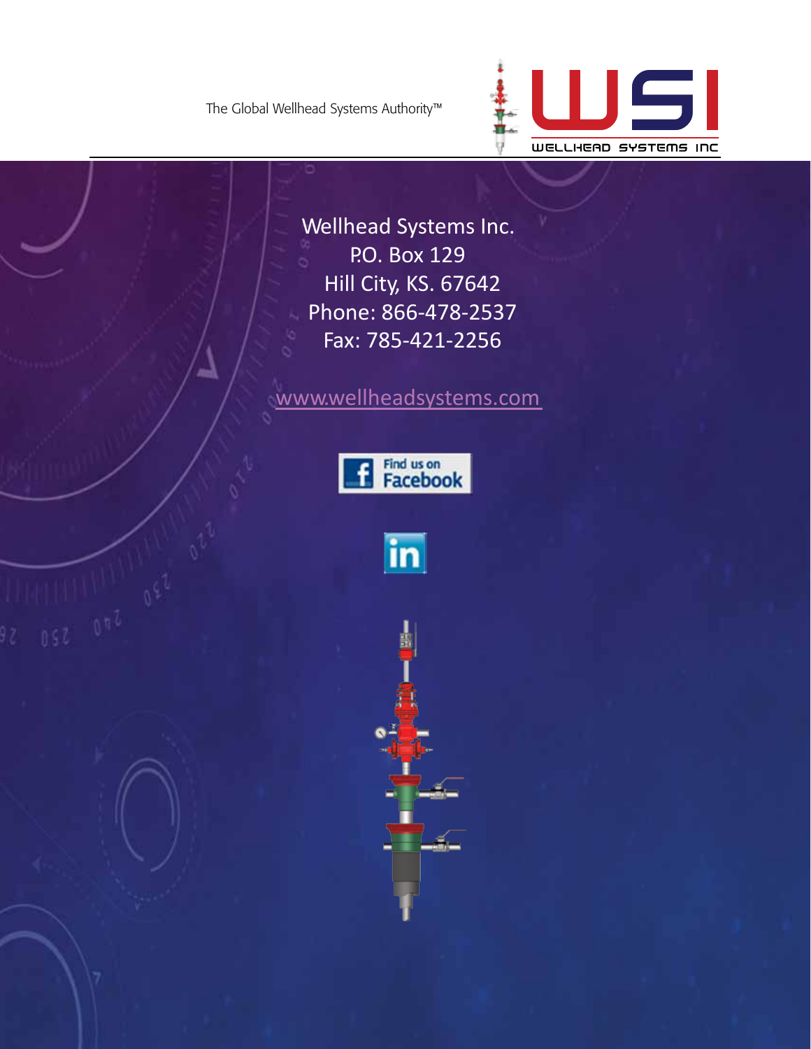The Global Wellhead Systems Authority™

WSI

WELLHEAD SYSTEMS INC

Wellhead Systems Inc.
P.O. Box 129
Hill City, KS. 67642
Phone: 866-478-2537
Fax: 785-421-2256

www.wellheadsystems.com

Find us on Facebook